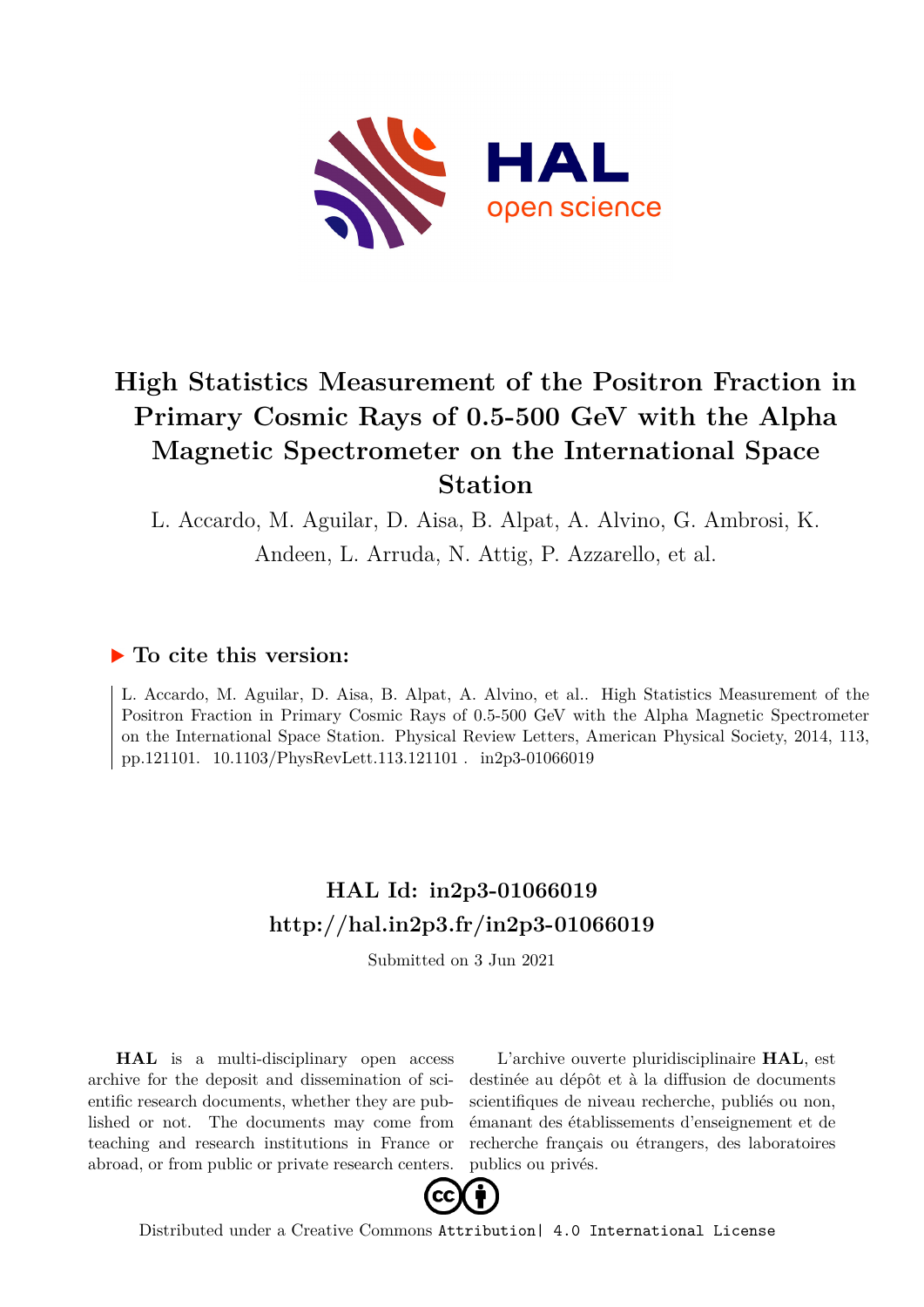# High Statistics Measurement of the Positron Fraction in Primary Cosmic Rays of 0.5-500 GeV with the Alpha Magnetic Spectrometer on the International Space Station

L. Accardo, M. Aguilar, D. Aisa, B. Alpat, A. Alvino, G. Ambrosi, K. Andeen, L. Arruda, N. Attig, P. Azzarello, et al.

### ▶ To cite this version:

L. Accardo, M. Aguilar, D. Aisa, B. Alpat, A. Alvino, et al.. High Statistics Measurement of the Positron Fraction in Primary Cosmic Rays of 0.5-500 GeV with the Alpha Magnetic Spectrometer on the International Space Station. Physical Review Letters, American Physical Society, 2014, 113, pp.121101. 10.1103/PhysRevLett.113.121101 . in2p3-01066019

## HAL Id: in2p3-01066019
## http://hal.in2p3.fr/in2p3-01066019

Submitted on 3 Jun 2021

**HAL** is a multi-disciplinary open access archive for the deposit and dissemination of scientific research documents, whether they are published or not. The documents may come from teaching and research institutions in France or abroad, or from public or private research centers.

L'archive ouverte pluridisciplinaire **HAL**, est destinée au dépôt et à la diffusion de documents scientifiques de niveau recherche, publiés ou non, émanant des établissements d'enseignement et de recherche français ou étrangers, des laboratoires publics ou privés.

Distributed under a Creative Commons Attribution| 4.0 International License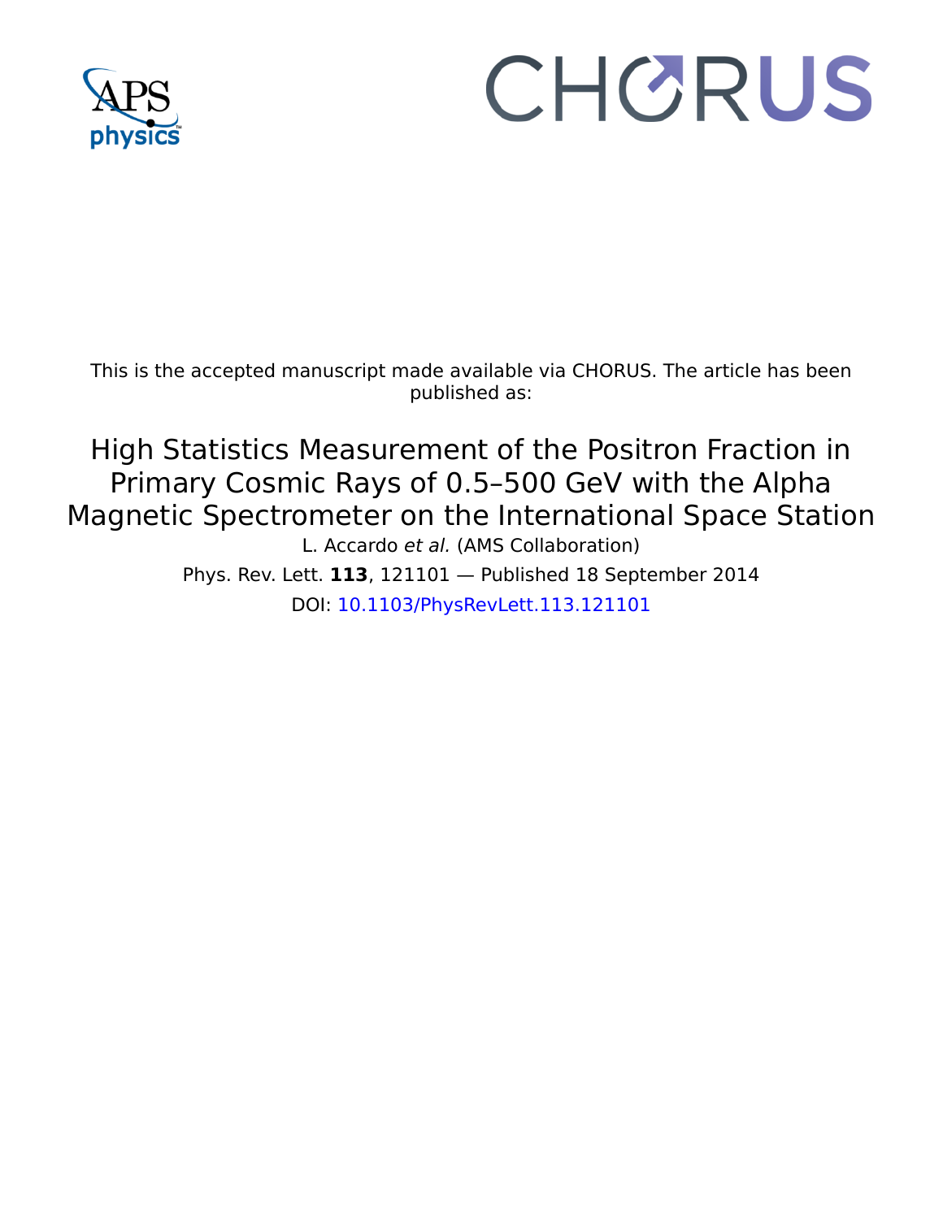This is the accepted manuscript made available via CHORUS. The article has been published as:

# High Statistics Measurement of the Positron Fraction in Primary Cosmic Rays of 0.5–500 GeV with the Alpha Magnetic Spectrometer on the International Space Station

L. Accardo *et al.* (AMS Collaboration)

Phys. Rev. Lett. **113**, 121101 — Published 18 September 2014

DOI: 10.1103/PhysRevLett.113.121101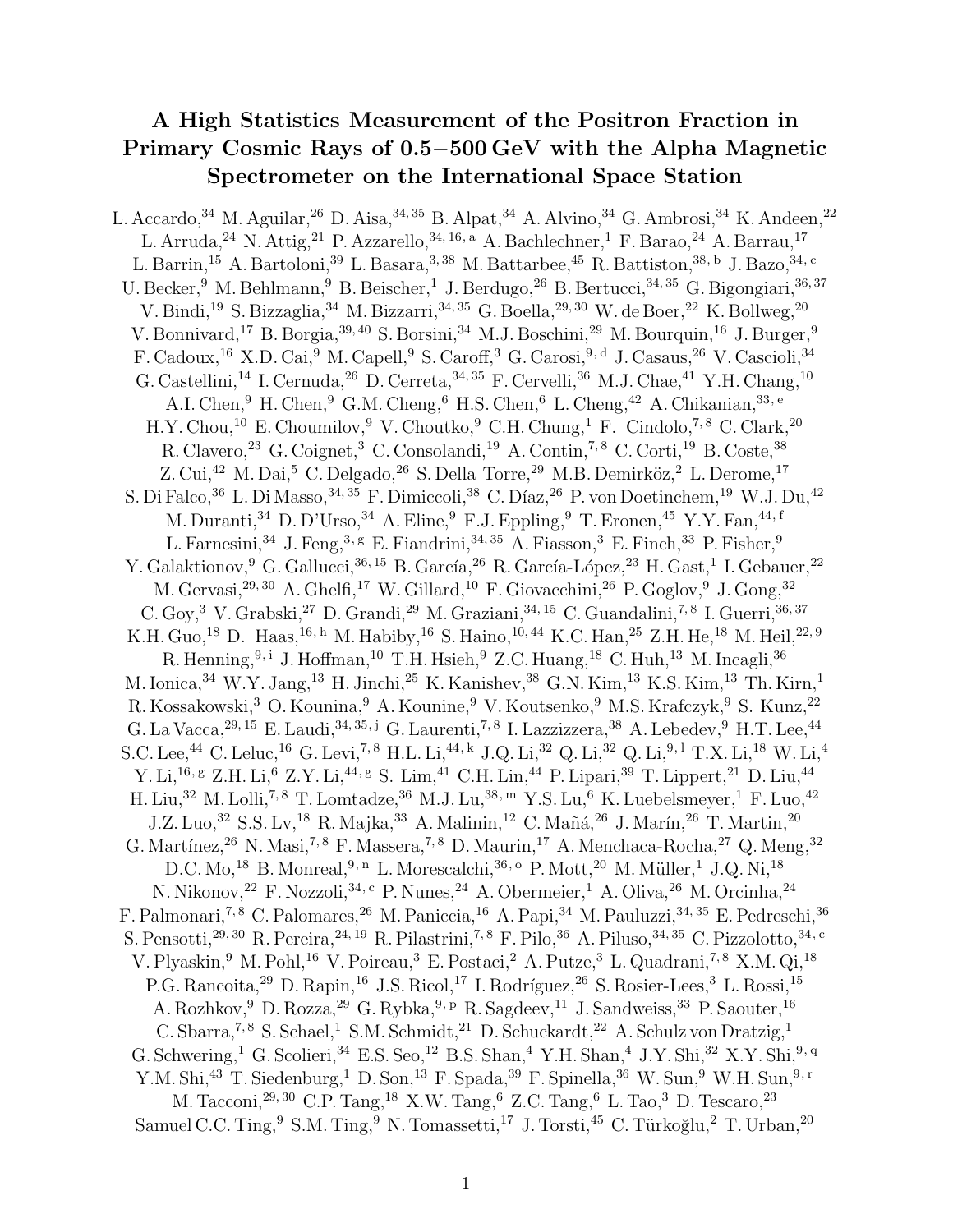# A High Statistics Measurement of the Positron Fraction in Primary Cosmic Rays of 0.5–500 GeV with the Alpha Magnetic Spectrometer on the International Space Station

L. Accardo,[34] M. Aguilar,[26] D. Aisa,[34,35] B. Alpat,[34] A. Alvino,[34] G. Ambrosi,[34] K. Andeen,[22] L. Arruda,[24] N. Attig,[21] P. Azzarello,[34,16,a] A. Bachlechner,[1] F. Barao,[24] A. Barrau,[17] L. Barrin,[15] A. Bartoloni,[39] L. Basara,[3,38] M. Battarbee,[45] R. Battiston,[38,b] J. Bazo,[34,c] U. Becker,[9] M. Behlmann,[9] B. Beischer,[1] J. Berdugo,[26] B. Bertucci,[34,35] G. Bigongiari,[36,37] V. Bindi,[19] S. Bizzaglia,[34] M. Bizzarri,[34,35] G. Boella,[29,30] W. de Boer,[22] K. Bollweg,[20] V. Bonnivard,[17] B. Borgia,[39,40] S. Borsini,[34] M.J. Boschini,[29] M. Bourquin,[16] J. Burger,[9] F. Cadoux,[16] X.D. Cai,[9] M. Capell,[9] S. Caroff,[3] G. Carosi,[9,d] J. Casaus,[26] V. Cascioli,[34] G. Castellini,[14] I. Cernuda,[26] D. Cerreta,[34,35] F. Cervelli,[36] M.J. Chae,[41] Y.H. Chang,[10] A.I. Chen,[9] H. Chen,[9] G.M. Cheng,[6] H.S. Chen,[6] L. Cheng,[42] A. Chikanian,[33,e] H.Y. Chou,[10] E. Choumilov,[9] V. Choutko,[9] C.H. Chung,[1] F. Cindolo,[7,8] C. Clark,[20] R. Clavero,[23] G. Coignet,[3] C. Consolandi,[19] A. Contin,[7,8] C. Corti,[19] B. Coste,[38] Z. Cui,[42] M. Dai,[5] C. Delgado,[26] S. Della Torre,[29] M.B. Demirköz,[2] L. Derome,[17] S. Di Falco,[36] L. Di Masso,[34,35] F. Dimiccoli,[38] C. Díaz,[26] P. von Doetinchem,[19] W.J. Du,[42] M. Duranti,[34] D. D'Urso,[34] A. Eline,[9] F.J. Eppling,[9] T. Eronen,[45] Y.Y. Fan,[44,f] L. Farnesini,[34] J. Feng,[3,g] E. Fiandrini,[34,35] A. Fiasson,[3] E. Finch,[33] P. Fisher,[9] Y. Galaktionov,[9] G. Gallucci,[36,15] B. García,[26] R. García-López,[23] H. Gast,[1] I. Gebauer,[22] M. Gervasi,[29,30] A. Ghelfi,[17] W. Gillard,[10] F. Giovacchini,[26] P. Goglov,[9] J. Gong,[32] C. Goy,[3] V. Grabski,[27] D. Grandi,[29] M. Graziani,[34,15] C. Guandalini,[7,8] I. Guerri,[36,37] K.H. Guo,[18] D. Haas,[16,h] M. Habiby,[16] S. Haino,[10,44] K.C. Han,[25] Z.H. He,[18] M. Heil,[22,9] R. Henning,[9,i] J. Hoffman,[10] T.H. Hsieh,[9] Z.C. Huang,[18] C. Huh,[13] M. Incagli,[36] M. Ionica,[34] W.Y. Jang,[13] H. Jinchi,[25] K. Kanishev,[38] G.N. Kim,[13] K.S. Kim,[13] Th. Kirn,[1] R. Kossakowski,[3] O. Kounina,[9] A. Kounine,[9] V. Koutsenko,[9] M.S. Krafczyk,[9] S. Kunz,[22] G. La Vacca,[29,15] E. Laudi,[34,35,j] G. Laurenti,[7,8] I. Lazzizzera,[38] A. Lebedev,[9] H.T. Lee,[44] S.C. Lee,[44] C. Leluc,[16] G. Levi,[7,8] H.L. Li,[44,k] J.Q. Li,[32] Q. Li,[32] Q. Li,[9,l] T.X. Li,[18] W. Li,[4] Y. Li,[16,g] Z.H. Li,[6] Z.Y. Li,[44,g] S. Lim,[41] C.H. Lin,[44] P. Lipari,[39] T. Lippert,[21] D. Liu,[44] H. Liu,[32] M. Lolli,[7,8] T. Lomtadze,[36] M.J. Lu,[38,m] Y.S. Lu,[6] K. Luebelsmeyer,[1] F. Luo,[42] J.Z. Luo,[32] S.S. Lv,[18] R. Majka,[33] A. Malinin,[12] C. Mañá,[26] J. Marín,[26] T. Martin,[20] G. Martínez,[26] N. Masi,[7,8] F. Massera,[7,8] D. Maurin,[17] A. Menchaca-Rocha,[27] Q. Meng,[32] D.C. Mo,[18] B. Monreal,[9,n] L. Morescalchi,[36,o] P. Mott,[20] M. Müller,[1] J.Q. Ni,[18] N. Nikonov,[22] F. Nozzoli,[34,c] P. Nunes,[24] A. Obermeier,[1] A. Oliva,[26] M. Orcinha,[24] F. Palmonari,[7,8] C. Palomares,[26] M. Paniccia,[16] A. Papi,[34] M. Pauluzzi,[34,35] E. Pedreschi,[36] S. Pensotti,[29,30] R. Pereira,[24,19] R. Pilastrini,[7,8] F. Pilo,[36] A. Piluso,[34,35] C. Pizzolotto,[34,c] V. Plyaskin,[9] M. Pohl,[16] V. Poireau,[3] E. Postaci,[2] A. Putze,[3] L. Quadrani,[7,8] X.M. Qi,[18] P.G. Rancoita,[29] D. Rapin,[16] J.S. Ricol,[17] I. Rodríguez,[26] S. Rosier-Lees,[3] L. Rossi,[15] A. Rozhkov,[9] D. Rozza,[29] G. Rybka,[9,p] R. Sagdeev,[11] J. Sandweiss,[33] P. Saouter,[16] C. Sbarra,[7,8] S. Schael,[1] S.M. Schmidt,[21] D. Schuckardt,[22] A. Schulz von Dratzig,[1] G. Schwering,[1] G. Scolieri,[34] E.S. Seo,[12] B.S. Shan,[4] Y.H. Shan,[4] J.Y. Shi,[32] X.Y. Shi,[9,q] Y.M. Shi,[43] T. Siedenburg,[1] D. Son,[13] F. Spada,[39] F. Spinella,[36] W. Sun,[9] W.H. Sun,[9,r] M. Tacconi,[29,30] C.P. Tang,[18] X.W. Tang,[6] Z.C. Tang,[6] L. Tao,[3] D. Tescaro,[23] Samuel C.C. Ting,[9] S.M. Ting,[9] N. Tomassetti,[17] J. Torsti,[45] C. Türkoğlu,[2] T. Urban,[20]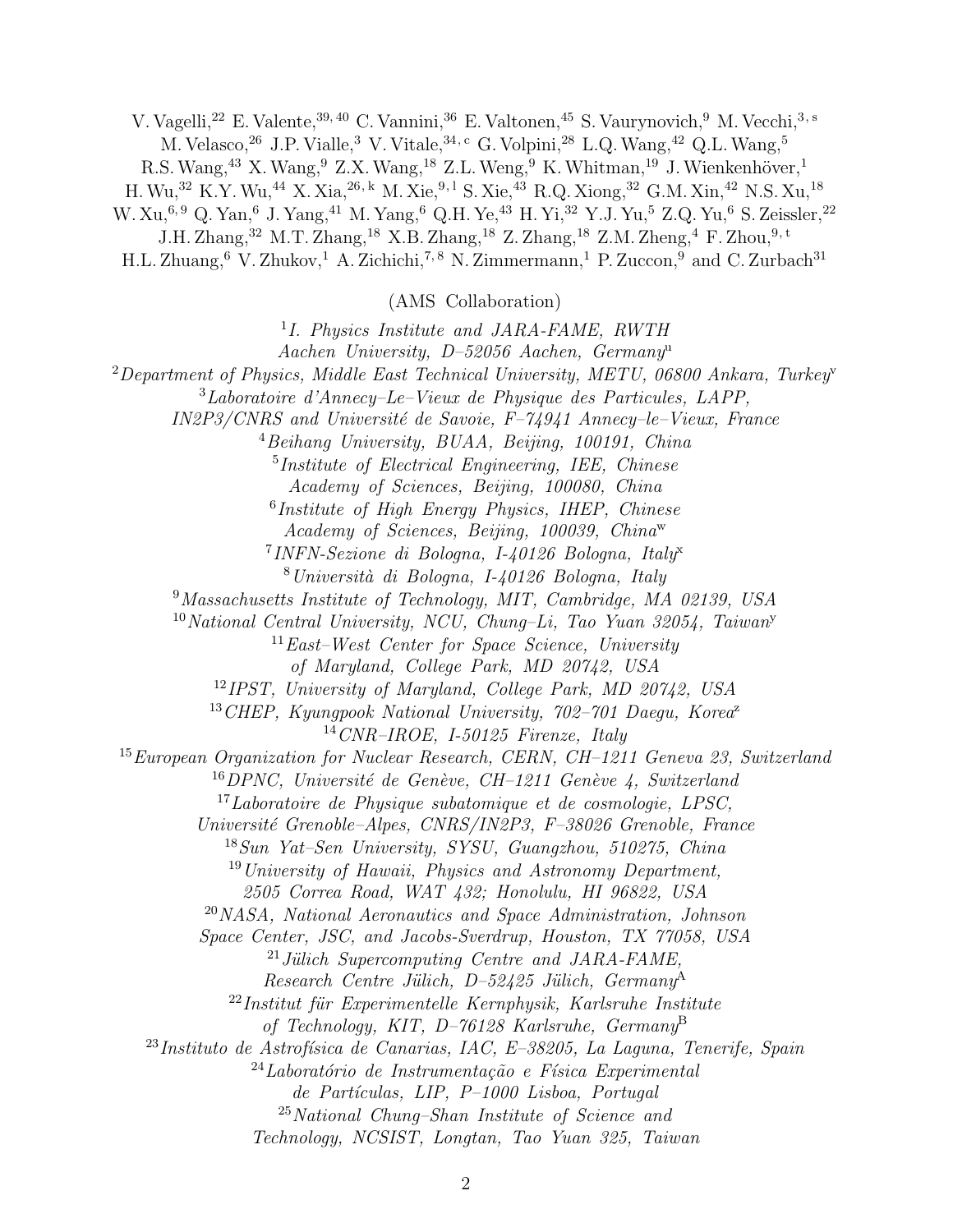V. Vagelli,[22] E. Valente,[39,40] C. Vannini,[36] E. Valtonen,[45] S. Vaurynovich,[9] M. Vecchi,[3,s] M. Velasco,[26] J.P. Vialle,[3] V. Vitale,[34,c] G. Volpini,[28] L.Q. Wang,[42] Q.L. Wang,[5] R.S. Wang,[43] X. Wang,[9] Z.X. Wang,[18] Z.L. Weng,[9] K. Whitman,[19] J. Wienkenhöver,[1] H. Wu,[32] K.Y. Wu,[44] X. Xia,[26,k] M. Xie,[9,1] S. Xie,[43] R.Q. Xiong,[32] G.M. Xin,[42] N.S. Xu,[18] W. Xu,[6,9] Q. Yan,[6] J. Yang,[41] M. Yang,[6] Q.H. Ye,[43] H. Yi,[32] Y.J. Yu,[5] Z.Q. Yu,[6] S. Zeissler,[22] J.H. Zhang,[32] M.T. Zhang,[18] X.B. Zhang,[18] Z. Zhang,[18] Z.M. Zheng,[4] F. Zhou,[9,t] H.L. Zhuang,[6] V. Zhukov,[1] A. Zichichi,[7,8] N. Zimmermann,[1] P. Zuccon,[9] and C. Zurbach[31]

(AMS Collaboration)

[1]*I. Physics Institute and JARA-FAME, RWTH Aachen University, D–52056 Aachen, Germany*[u]

[2]*Department of Physics, Middle East Technical University, METU, 06800 Ankara, Turkey*[v]

[3]*Laboratoire d'Annecy–Le–Vieux de Physique des Particules, LAPP, IN2P3/CNRS and Université de Savoie, F–74941 Annecy–le–Vieux, France*

[4]*Beihang University, BUAA, Beijing, 100191, China*

[5]*Institute of Electrical Engineering, IEE, Chinese Academy of Sciences, Beijing, 100080, China*

[6]*Institute of High Energy Physics, IHEP, Chinese Academy of Sciences, Beijing, 100039, China*[w]

[7]*INFN-Sezione di Bologna, I-40126 Bologna, Italy*[x]

[8]*Università di Bologna, I-40126 Bologna, Italy*

[9]*Massachusetts Institute of Technology, MIT, Cambridge, MA 02139, USA*

[10]*National Central University, NCU, Chung–Li, Tao Yuan 32054, Taiwan*[y]

[11]*East–West Center for Space Science, University of Maryland, College Park, MD 20742, USA*

[12]*IPST, University of Maryland, College Park, MD 20742, USA*

[13]*CHEP, Kyungpook National University, 702–701 Daegu, Korea*[z]

[14]*CNR–IROE, I-50125 Firenze, Italy*

[15]*European Organization for Nuclear Research, CERN, CH–1211 Geneva 23, Switzerland*

[16]*DPNC, Université de Genève, CH–1211 Genève 4, Switzerland*

[17]*Laboratoire de Physique subatomique et de cosmologie, LPSC, Université Grenoble–Alpes, CNRS/IN2P3, F–38026 Grenoble, France*

[18]*Sun Yat–Sen University, SYSU, Guangzhou, 510275, China*

[19]*University of Hawaii, Physics and Astronomy Department, 2505 Correa Road, WAT 432; Honolulu, HI 96822, USA*

[20]*NASA, National Aeronautics and Space Administration, Johnson Space Center, JSC, and Jacobs-Sverdrup, Houston, TX 77058, USA*

[21]*Jülich Supercomputing Centre and JARA-FAME, Research Centre Jülich, D–52425 Jülich, Germany*[A]

[22]*Institut für Experimentelle Kernphysik, Karlsruhe Institute of Technology, KIT, D–76128 Karlsruhe, Germany*[B]

[23]*Instituto de Astrofísica de Canarias, IAC, E–38205, La Laguna, Tenerife, Spain*

[24]*Laboratório de Instrumentação e Física Experimental de Partículas, LIP, P–1000 Lisboa, Portugal*

[25]*National Chung–Shan Institute of Science and Technology, NCSIST, Longtan, Tao Yuan 325, Taiwan*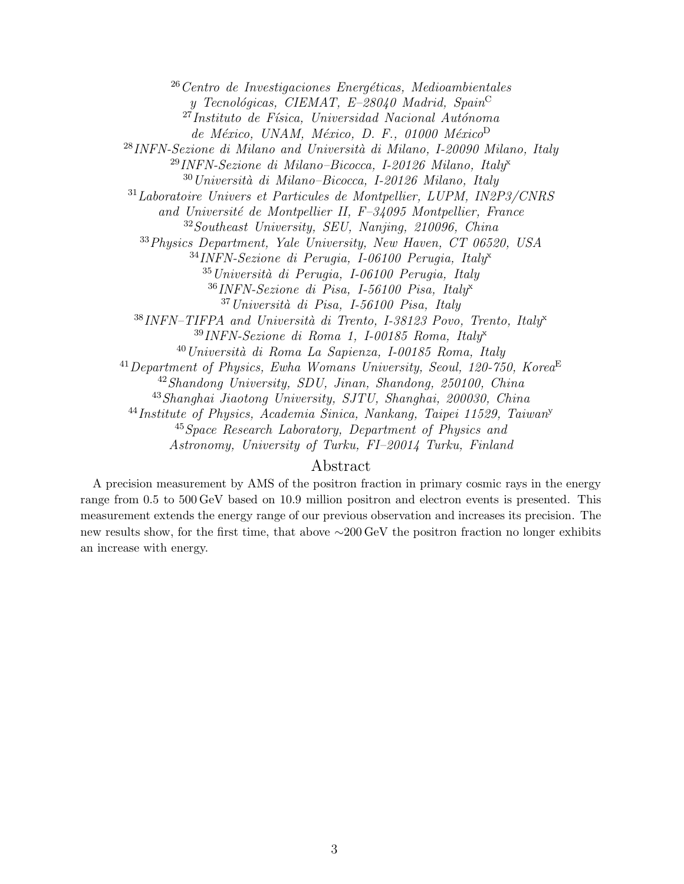[26] *Centro de Investigaciones Energéticas, Medioambientales y Tecnológicas, CIEMAT, E–28040 Madrid, Spain*[C]

[27] *Instituto de Física, Universidad Nacional Autónoma de México, UNAM, México, D. F., 01000 México*[D]

[28] *INFN-Sezione di Milano and Università di Milano, I-20090 Milano, Italy*

[29] *INFN-Sezione di Milano–Bicocca, I-20126 Milano, Italy*[x]

[30] *Università di Milano–Bicocca, I-20126 Milano, Italy*

[31] *Laboratoire Univers et Particules de Montpellier, LUPM, IN2P3/CNRS and Université de Montpellier II, F–34095 Montpellier, France*

[32] *Southeast University, SEU, Nanjing, 210096, China*

[33] *Physics Department, Yale University, New Haven, CT 06520, USA*

[34] *INFN-Sezione di Perugia, I-06100 Perugia, Italy*[x]

[35] *Università di Perugia, I-06100 Perugia, Italy*

[36] *INFN-Sezione di Pisa, I-56100 Pisa, Italy*[x]

[37] *Università di Pisa, I-56100 Pisa, Italy*

[38] *INFN–TIFPA and Università di Trento, I-38123 Povo, Trento, Italy*[x]

[39] *INFN-Sezione di Roma 1, I-00185 Roma, Italy*[x]

[40] *Università di Roma La Sapienza, I-00185 Roma, Italy*

[41] *Department of Physics, Ewha Womans University, Seoul, 120-750, Korea*[E]

[42] *Shandong University, SDU, Jinan, Shandong, 250100, China*

[43] *Shanghai Jiaotong University, SJTU, Shanghai, 200030, China*

[44] *Institute of Physics, Academia Sinica, Nankang, Taipei 11529, Taiwan*[y]

[45] *Space Research Laboratory, Department of Physics and Astronomy, University of Turku, FI–20014 Turku, Finland*

## Abstract

A precision measurement by AMS of the positron fraction in primary cosmic rays in the energy range from 0.5 to 500 GeV based on 10.9 million positron and electron events is presented. This measurement extends the energy range of our previous observation and increases its precision. The new results show, for the first time, that above ∼200 GeV the positron fraction no longer exhibits an increase with energy.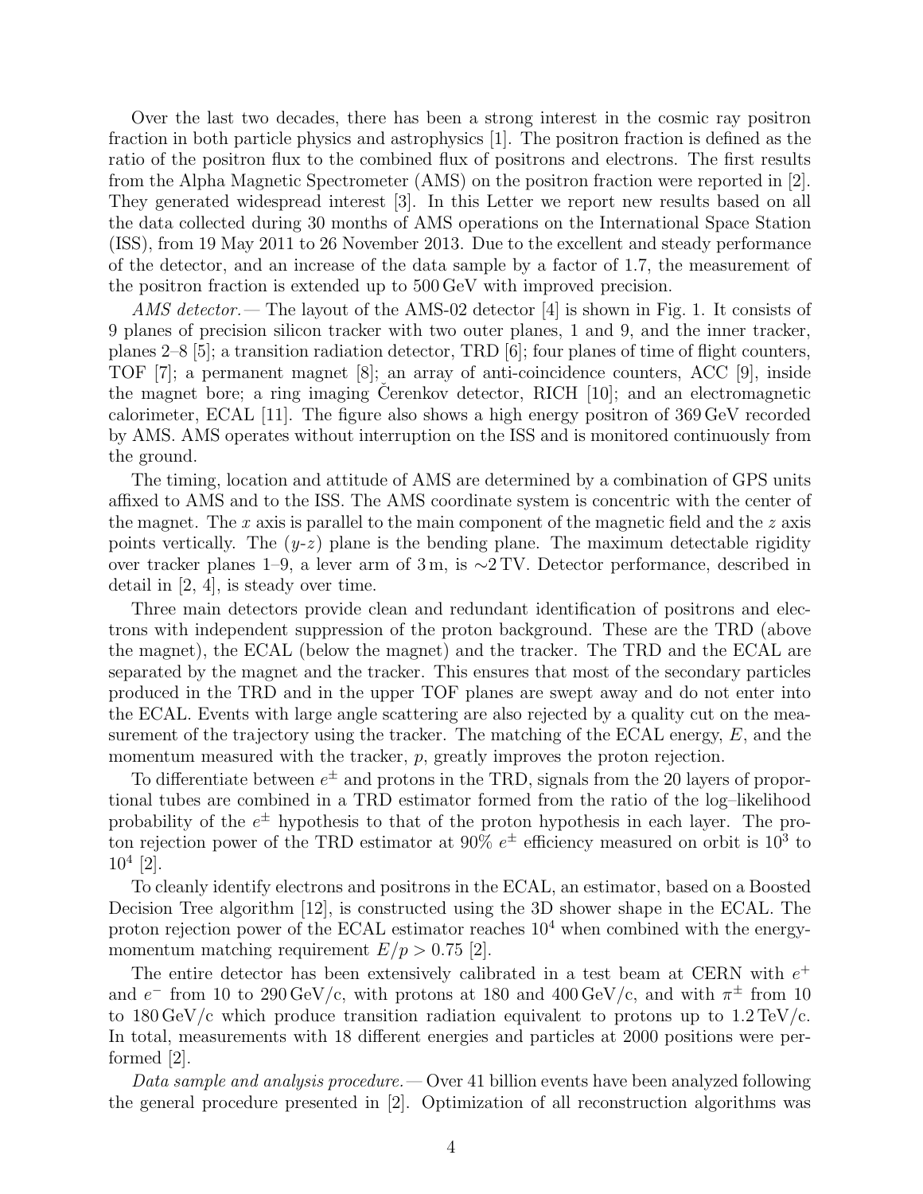Over the last two decades, there has been a strong interest in the cosmic ray positron fraction in both particle physics and astrophysics [1]. The positron fraction is defined as the ratio of the positron flux to the combined flux of positrons and electrons. The first results from the Alpha Magnetic Spectrometer (AMS) on the positron fraction were reported in [2]. They generated widespread interest [3]. In this Letter we report new results based on all the data collected during 30 months of AMS operations on the International Space Station (ISS), from 19 May 2011 to 26 November 2013. Due to the excellent and steady performance of the detector, and an increase of the data sample by a factor of 1.7, the measurement of the positron fraction is extended up to 500 GeV with improved precision.

*AMS detector.*— The layout of the AMS-02 detector [4] is shown in Fig. 1. It consists of 9 planes of precision silicon tracker with two outer planes, 1 and 9, and the inner tracker, planes 2–8 [5]; a transition radiation detector, TRD [6]; four planes of time of flight counters, TOF [7]; a permanent magnet [8]; an array of anti-coincidence counters, ACC [9], inside the magnet bore; a ring imaging Čerenkov detector, RICH [10]; and an electromagnetic calorimeter, ECAL [11]. The figure also shows a high energy positron of 369 GeV recorded by AMS. AMS operates without interruption on the ISS and is monitored continuously from the ground.

The timing, location and attitude of AMS are determined by a combination of GPS units affixed to AMS and to the ISS. The AMS coordinate system is concentric with the center of the magnet. The $x$ axis is parallel to the main component of the magnetic field and the $z$ axis points vertically. The ($y$-$z$) plane is the bending plane. The maximum detectable rigidity over tracker planes 1–9, a lever arm of 3 m, is $\sim$2 TV. Detector performance, described in detail in [2, 4], is steady over time.

Three main detectors provide clean and redundant identification of positrons and electrons with independent suppression of the proton background. These are the TRD (above the magnet), the ECAL (below the magnet) and the tracker. The TRD and the ECAL are separated by the magnet and the tracker. This ensures that most of the secondary particles produced in the TRD and in the upper TOF planes are swept away and do not enter into the ECAL. Events with large angle scattering are also rejected by a quality cut on the measurement of the trajectory using the tracker. The matching of the ECAL energy, $E$, and the momentum measured with the tracker, $p$, greatly improves the proton rejection.

To differentiate between $e^{\pm}$ and protons in the TRD, signals from the 20 layers of proportional tubes are combined in a TRD estimator formed from the ratio of the log–likelihood probability of the $e^{\pm}$ hypothesis to that of the proton hypothesis in each layer. The proton rejection power of the TRD estimator at 90% $e^{\pm}$ efficiency measured on orbit is $10^3$ to $10^4$ [2].

To cleanly identify electrons and positrons in the ECAL, an estimator, based on a Boosted Decision Tree algorithm [12], is constructed using the 3D shower shape in the ECAL. The proton rejection power of the ECAL estimator reaches $10^4$ when combined with the energy-momentum matching requirement $E/p > 0.75$ [2].

The entire detector has been extensively calibrated in a test beam at CERN with $e^+$ and $e^-$ from 10 to 290 GeV/c, with protons at 180 and 400 GeV/c, and with $\pi^{\pm}$ from 10 to 180 GeV/c which produce transition radiation equivalent to protons up to 1.2 TeV/c. In total, measurements with 18 different energies and particles at 2000 positions were performed [2].

*Data sample and analysis procedure.*— Over 41 billion events have been analyzed following the general procedure presented in [2]. Optimization of all reconstruction algorithms was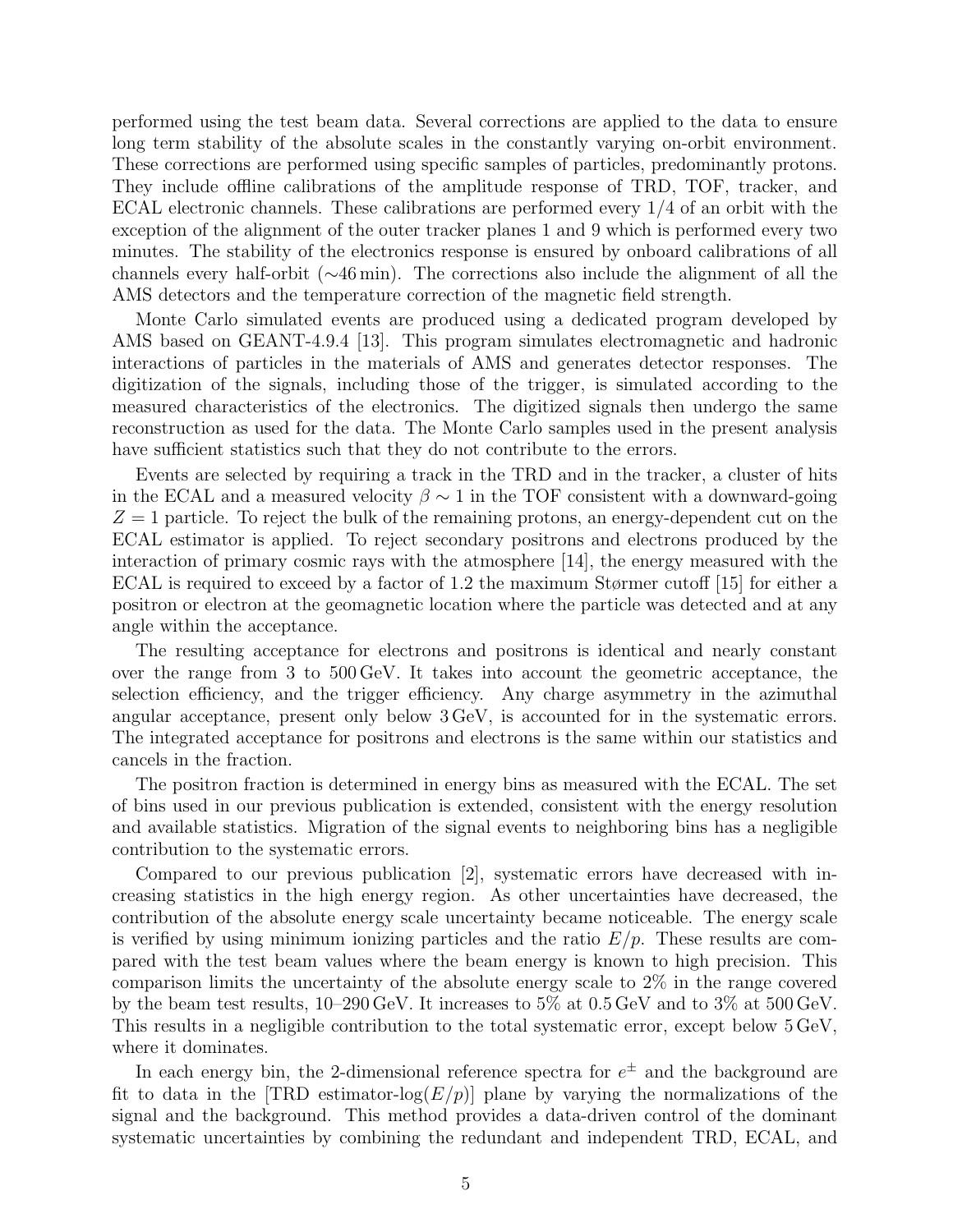performed using the test beam data. Several corrections are applied to the data to ensure long term stability of the absolute scales in the constantly varying on-orbit environment. These corrections are performed using specific samples of particles, predominantly protons. They include offline calibrations of the amplitude response of TRD, TOF, tracker, and ECAL electronic channels. These calibrations are performed every 1/4 of an orbit with the exception of the alignment of the outer tracker planes 1 and 9 which is performed every two minutes. The stability of the electronics response is ensured by onboard calibrations of all channels every half-orbit ($\sim$46 min). The corrections also include the alignment of all the AMS detectors and the temperature correction of the magnetic field strength.

Monte Carlo simulated events are produced using a dedicated program developed by AMS based on GEANT-4.9.4 [13]. This program simulates electromagnetic and hadronic interactions of particles in the materials of AMS and generates detector responses. The digitization of the signals, including those of the trigger, is simulated according to the measured characteristics of the electronics. The digitized signals then undergo the same reconstruction as used for the data. The Monte Carlo samples used in the present analysis have sufficient statistics such that they do not contribute to the errors.

Events are selected by requiring a track in the TRD and in the tracker, a cluster of hits in the ECAL and a measured velocity $\beta \sim 1$ in the TOF consistent with a downward-going $Z = 1$ particle. To reject the bulk of the remaining protons, an energy-dependent cut on the ECAL estimator is applied. To reject secondary positrons and electrons produced by the interaction of primary cosmic rays with the atmosphere [14], the energy measured with the ECAL is required to exceed by a factor of 1.2 the maximum Størmer cutoff [15] for either a positron or electron at the geomagnetic location where the particle was detected and at any angle within the acceptance.

The resulting acceptance for electrons and positrons is identical and nearly constant over the range from 3 to 500 GeV. It takes into account the geometric acceptance, the selection efficiency, and the trigger efficiency. Any charge asymmetry in the azimuthal angular acceptance, present only below 3 GeV, is accounted for in the systematic errors. The integrated acceptance for positrons and electrons is the same within our statistics and cancels in the fraction.

The positron fraction is determined in energy bins as measured with the ECAL. The set of bins used in our previous publication is extended, consistent with the energy resolution and available statistics. Migration of the signal events to neighboring bins has a negligible contribution to the systematic errors.

Compared to our previous publication [2], systematic errors have decreased with increasing statistics in the high energy region. As other uncertainties have decreased, the contribution of the absolute energy scale uncertainty became noticeable. The energy scale is verified by using minimum ionizing particles and the ratio $E/p$. These results are compared with the test beam values where the beam energy is known to high precision. This comparison limits the uncertainty of the absolute energy scale to 2% in the range covered by the beam test results, 10–290 GeV. It increases to 5% at 0.5 GeV and to 3% at 500 GeV. This results in a negligible contribution to the total systematic error, except below 5 GeV, where it dominates.

In each energy bin, the 2-dimensional reference spectra for $e^{\pm}$ and the background are fit to data in the [TRD estimator-$\log(E/p)$] plane by varying the normalizations of the signal and the background. This method provides a data-driven control of the dominant systematic uncertainties by combining the redundant and independent TRD, ECAL, and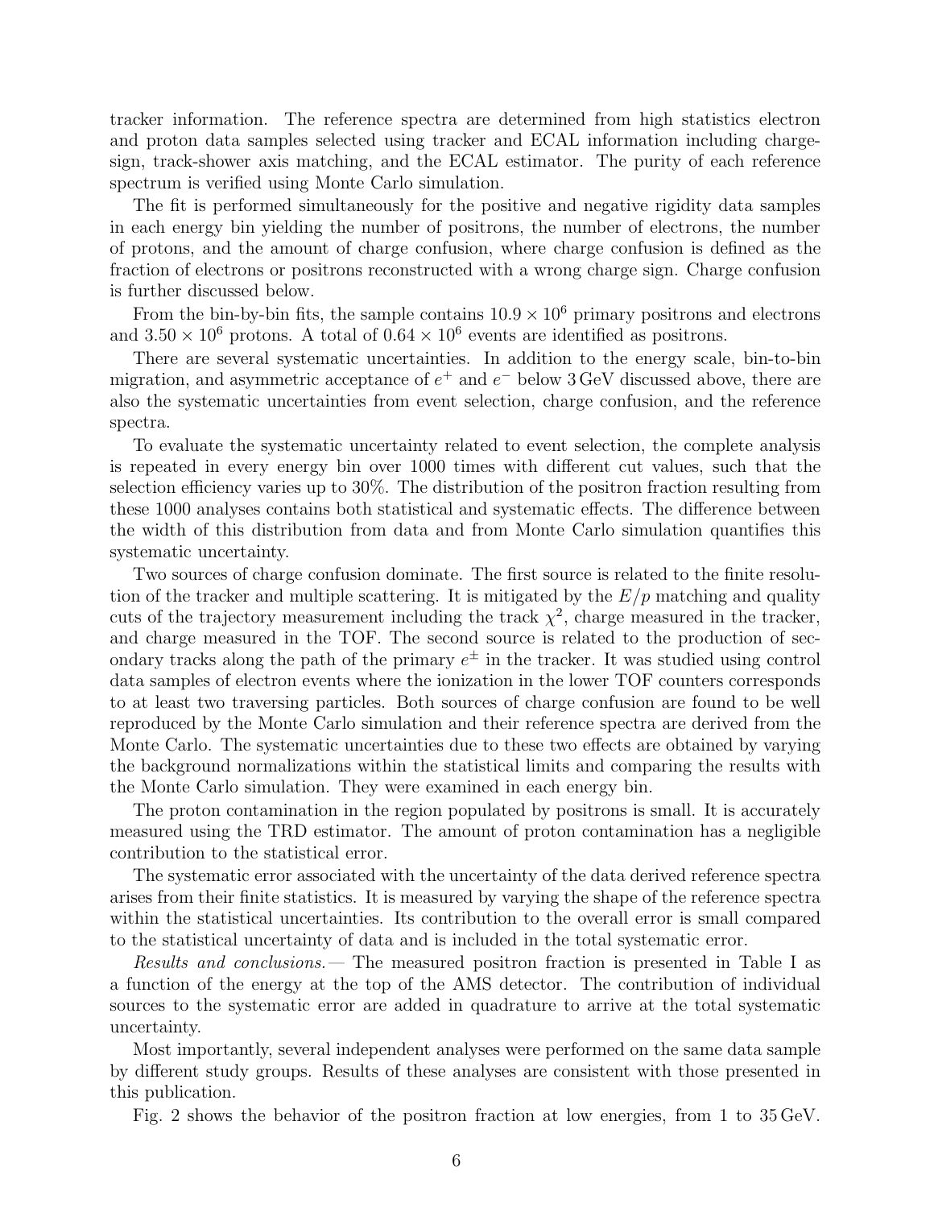tracker information. The reference spectra are determined from high statistics electron and proton data samples selected using tracker and ECAL information including charge-sign, track-shower axis matching, and the ECAL estimator. The purity of each reference spectrum is verified using Monte Carlo simulation.

The fit is performed simultaneously for the positive and negative rigidity data samples in each energy bin yielding the number of positrons, the number of electrons, the number of protons, and the amount of charge confusion, where charge confusion is defined as the fraction of electrons or positrons reconstructed with a wrong charge sign. Charge confusion is further discussed below.

From the bin-by-bin fits, the sample contains $10.9 \times 10^6$ primary positrons and electrons and $3.50 \times 10^6$ protons. A total of $0.64 \times 10^6$ events are identified as positrons.

There are several systematic uncertainties. In addition to the energy scale, bin-to-bin migration, and asymmetric acceptance of $e^+$ and $e^-$ below 3 GeV discussed above, there are also the systematic uncertainties from event selection, charge confusion, and the reference spectra.

To evaluate the systematic uncertainty related to event selection, the complete analysis is repeated in every energy bin over 1000 times with different cut values, such that the selection efficiency varies up to 30%. The distribution of the positron fraction resulting from these 1000 analyses contains both statistical and systematic effects. The difference between the width of this distribution from data and from Monte Carlo simulation quantifies this systematic uncertainty.

Two sources of charge confusion dominate. The first source is related to the finite resolution of the tracker and multiple scattering. It is mitigated by the $E/p$ matching and quality cuts of the trajectory measurement including the track $\chi^2$, charge measured in the tracker, and charge measured in the TOF. The second source is related to the production of secondary tracks along the path of the primary $e^\pm$ in the tracker. It was studied using control data samples of electron events where the ionization in the lower TOF counters corresponds to at least two traversing particles. Both sources of charge confusion are found to be well reproduced by the Monte Carlo simulation and their reference spectra are derived from the Monte Carlo. The systematic uncertainties due to these two effects are obtained by varying the background normalizations within the statistical limits and comparing the results with the Monte Carlo simulation. They were examined in each energy bin.

The proton contamination in the region populated by positrons is small. It is accurately measured using the TRD estimator. The amount of proton contamination has a negligible contribution to the statistical error.

The systematic error associated with the uncertainty of the data derived reference spectra arises from their finite statistics. It is measured by varying the shape of the reference spectra within the statistical uncertainties. Its contribution to the overall error is small compared to the statistical uncertainty of data and is included in the total systematic error.

*Results and conclusions.—* The measured positron fraction is presented in Table I as a function of the energy at the top of the AMS detector. The contribution of individual sources to the systematic error are added in quadrature to arrive at the total systematic uncertainty.

Most importantly, several independent analyses were performed on the same data sample by different study groups. Results of these analyses are consistent with those presented in this publication.

Fig. 2 shows the behavior of the positron fraction at low energies, from 1 to 35 GeV.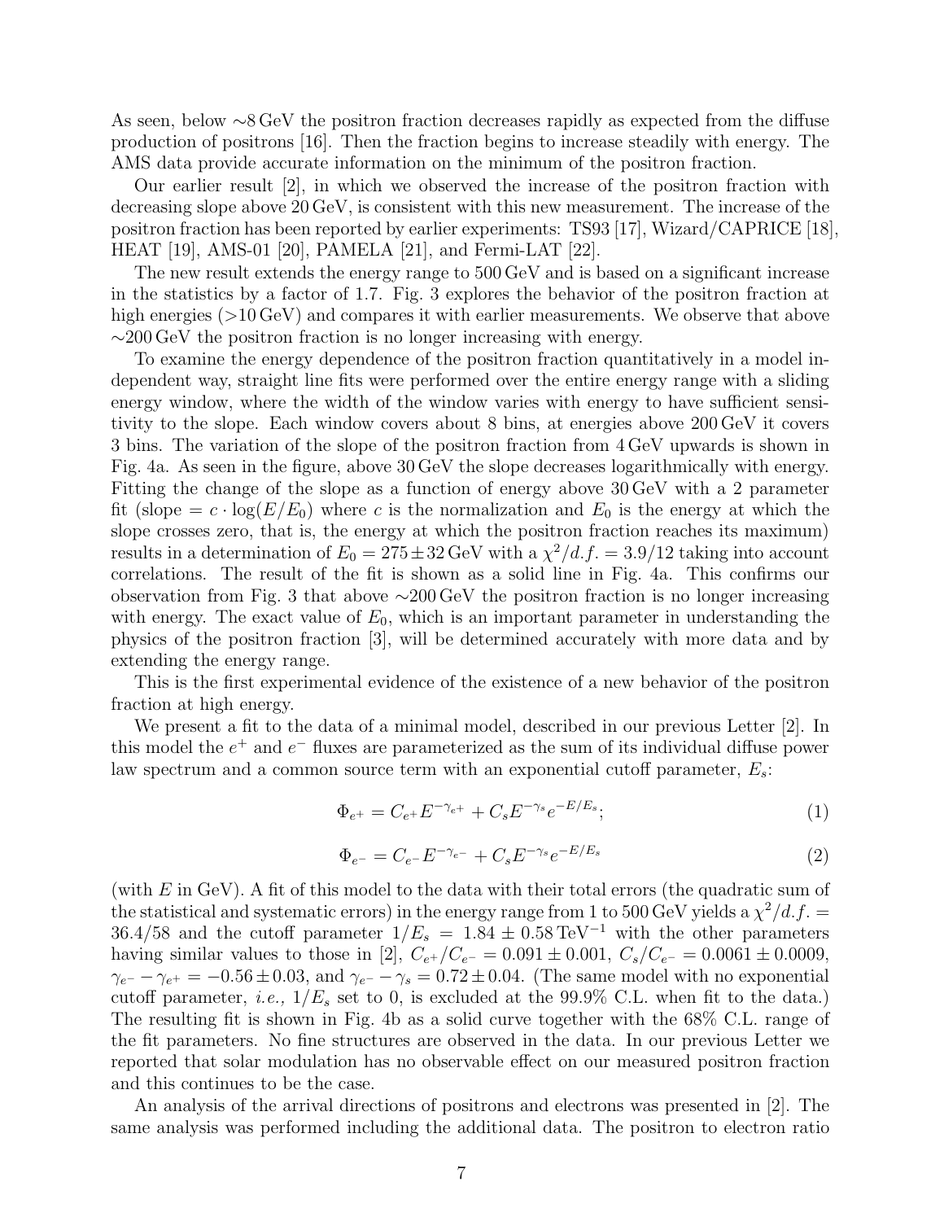As seen, below ~8 GeV the positron fraction decreases rapidly as expected from the diffuse production of positrons [16]. Then the fraction begins to increase steadily with energy. The AMS data provide accurate information on the minimum of the positron fraction.

Our earlier result [2], in which we observed the increase of the positron fraction with decreasing slope above 20 GeV, is consistent with this new measurement. The increase of the positron fraction has been reported by earlier experiments: TS93 [17], Wizard/CAPRICE [18], HEAT [19], AMS-01 [20], PAMELA [21], and Fermi-LAT [22].

The new result extends the energy range to 500 GeV and is based on a significant increase in the statistics by a factor of 1.7. Fig. 3 explores the behavior of the positron fraction at high energies (>10 GeV) and compares it with earlier measurements. We observe that above ~200 GeV the positron fraction is no longer increasing with energy.

To examine the energy dependence of the positron fraction quantitatively in a model independent way, straight line fits were performed over the entire energy range with a sliding energy window, where the width of the window varies with energy to have sufficient sensitivity to the slope. Each window covers about 8 bins, at energies above 200 GeV it covers 3 bins. The variation of the slope of the positron fraction from 4 GeV upwards is shown in Fig. 4a. As seen in the figure, above 30 GeV the slope decreases logarithmically with energy. Fitting the change of the slope as a function of energy above 30 GeV with a 2 parameter fit (slope $= c \cdot \log(E/E_0)$ where $c$ is the normalization and $E_0$ is the energy at which the slope crosses zero, that is, the energy at which the positron fraction reaches its maximum) results in a determination of $E_0 = 275 \pm 32$ GeV with a $\chi^2/d.f. = 3.9/12$ taking into account correlations. The result of the fit is shown as a solid line in Fig. 4a. This confirms our observation from Fig. 3 that above ~200 GeV the positron fraction is no longer increasing with energy. The exact value of $E_0$, which is an important parameter in understanding the physics of the positron fraction [3], will be determined accurately with more data and by extending the energy range.

This is the first experimental evidence of the existence of a new behavior of the positron fraction at high energy.

We present a fit to the data of a minimal model, described in our previous Letter [2]. In this model the $e^+$ and $e^-$ fluxes are parameterized as the sum of its individual diffuse power law spectrum and a common source term with an exponential cutoff parameter, $E_s$:

$$\Phi_{e^+} = C_{e^+} E^{-\gamma_{e^+}} + C_s E^{-\gamma_s} e^{-E/E_s}; \tag{1}$$

$$\Phi_{e^-} = C_{e^-} E^{-\gamma_{e^-}} + C_s E^{-\gamma_s} e^{-E/E_s} \tag{2}$$

(with $E$ in GeV). A fit of this model to the data with their total errors (the quadratic sum of the statistical and systematic errors) in the energy range from 1 to 500 GeV yields a $\chi^2/d.f. = 36.4/58$ and the cutoff parameter $1/E_s = 1.84 \pm 0.58\,\text{TeV}^{-1}$ with the other parameters having similar values to those in [2], $C_{e^+}/C_{e^-} = 0.091 \pm 0.001$, $C_s/C_{e^-} = 0.0061 \pm 0.0009$, $\gamma_{e^-} - \gamma_{e^+} = -0.56 \pm 0.03$, and $\gamma_{e^-} - \gamma_s = 0.72 \pm 0.04$. (The same model with no exponential cutoff parameter, *i.e.,* $1/E_s$ set to 0, is excluded at the 99.9% C.L. when fit to the data.) The resulting fit is shown in Fig. 4b as a solid curve together with the 68% C.L. range of the fit parameters. No fine structures are observed in the data. In our previous Letter we reported that solar modulation has no observable effect on our measured positron fraction and this continues to be the case.

An analysis of the arrival directions of positrons and electrons was presented in [2]. The same analysis was performed including the additional data. The positron to electron ratio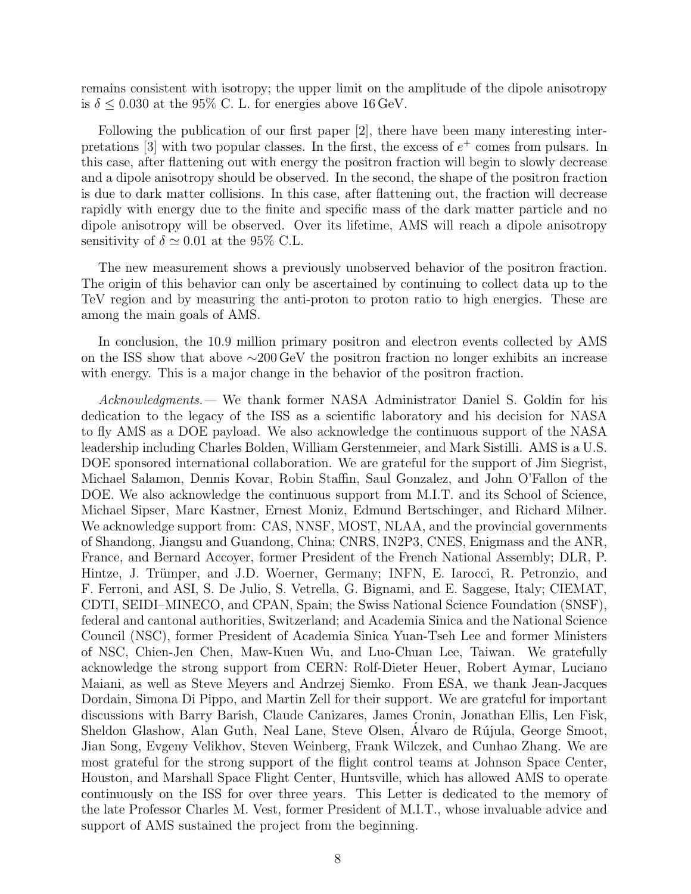remains consistent with isotropy; the upper limit on the amplitude of the dipole anisotropy is $\delta \leq 0.030$ at the 95% C. L. for energies above 16 GeV.

Following the publication of our first paper [2], there have been many interesting interpretations [3] with two popular classes. In the first, the excess of $e^+$ comes from pulsars. In this case, after flattening out with energy the positron fraction will begin to slowly decrease and a dipole anisotropy should be observed. In the second, the shape of the positron fraction is due to dark matter collisions. In this case, after flattening out, the fraction will decrease rapidly with energy due to the finite and specific mass of the dark matter particle and no dipole anisotropy will be observed. Over its lifetime, AMS will reach a dipole anisotropy sensitivity of $\delta \simeq 0.01$ at the 95% C.L.

The new measurement shows a previously unobserved behavior of the positron fraction. The origin of this behavior can only be ascertained by continuing to collect data up to the TeV region and by measuring the anti-proton to proton ratio to high energies. These are among the main goals of AMS.

In conclusion, the 10.9 million primary positron and electron events collected by AMS on the ISS show that above ∼200 GeV the positron fraction no longer exhibits an increase with energy. This is a major change in the behavior of the positron fraction.

*Acknowledgments.*— We thank former NASA Administrator Daniel S. Goldin for his dedication to the legacy of the ISS as a scientific laboratory and his decision for NASA to fly AMS as a DOE payload. We also acknowledge the continuous support of the NASA leadership including Charles Bolden, William Gerstenmeier, and Mark Sistilli. AMS is a U.S. DOE sponsored international collaboration. We are grateful for the support of Jim Siegrist, Michael Salamon, Dennis Kovar, Robin Staffin, Saul Gonzalez, and John O'Fallon of the DOE. We also acknowledge the continuous support from M.I.T. and its School of Science, Michael Sipser, Marc Kastner, Ernest Moniz, Edmund Bertschinger, and Richard Milner. We acknowledge support from: CAS, NNSF, MOST, NLAA, and the provincial governments of Shandong, Jiangsu and Guandong, China; CNRS, IN2P3, CNES, Enigmass and the ANR, France, and Bernard Accoyer, former President of the French National Assembly; DLR, P. Hintze, J. Trümper, and J.D. Woerner, Germany; INFN, E. Iarocci, R. Petronzio, and F. Ferroni, and ASI, S. De Julio, S. Vetrella, G. Bignami, and E. Saggese, Italy; CIEMAT, CDTI, SEIDI–MINECO, and CPAN, Spain; the Swiss National Science Foundation (SNSF), federal and cantonal authorities, Switzerland; and Academia Sinica and the National Science Council (NSC), former President of Academia Sinica Yuan-Tseh Lee and former Ministers of NSC, Chien-Jen Chen, Maw-Kuen Wu, and Luo-Chuan Lee, Taiwan. We gratefully acknowledge the strong support from CERN: Rolf-Dieter Heuer, Robert Aymar, Luciano Maiani, as well as Steve Meyers and Andrzej Siemko. From ESA, we thank Jean-Jacques Dordain, Simona Di Pippo, and Martin Zell for their support. We are grateful for important discussions with Barry Barish, Claude Canizares, James Cronin, Jonathan Ellis, Len Fisk, Sheldon Glashow, Alan Guth, Neal Lane, Steve Olsen, Álvaro de Rújula, George Smoot, Jian Song, Evgeny Velikhov, Steven Weinberg, Frank Wilczek, and Cunhao Zhang. We are most grateful for the strong support of the flight control teams at Johnson Space Center, Houston, and Marshall Space Flight Center, Huntsville, which has allowed AMS to operate continuously on the ISS for over three years. This Letter is dedicated to the memory of the late Professor Charles M. Vest, former President of M.I.T., whose invaluable advice and support of AMS sustained the project from the beginning.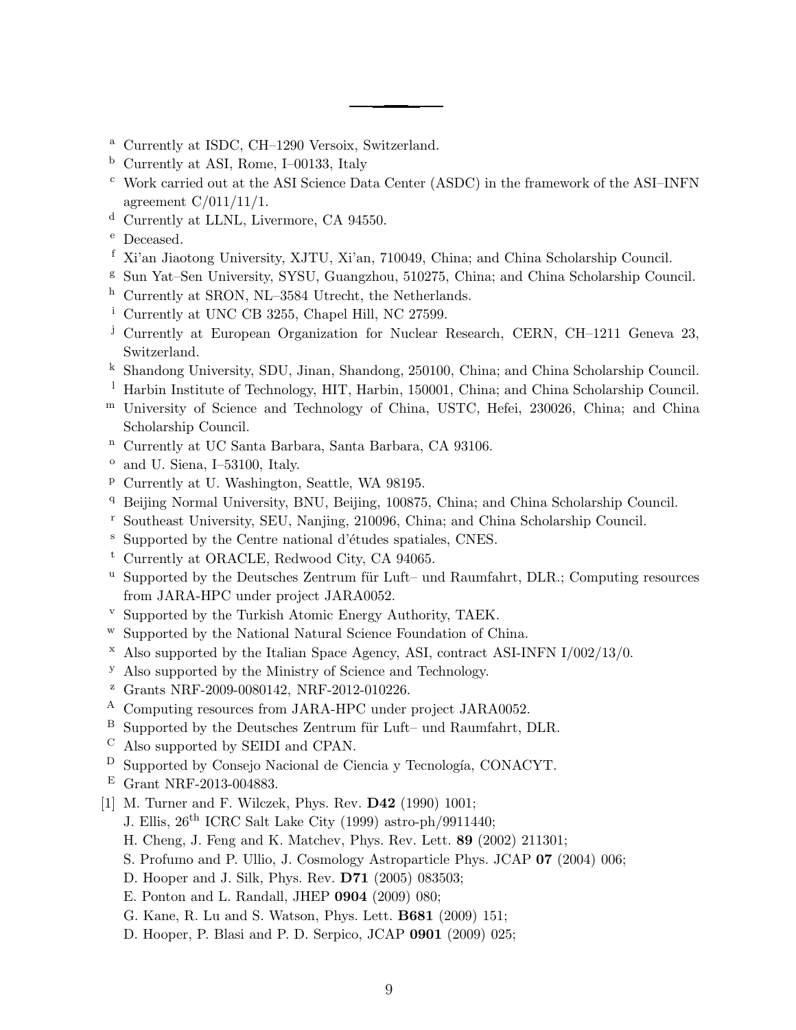[a] Currently at ISDC, CH–1290 Versoix, Switzerland.
[b] Currently at ASI, Rome, I–00133, Italy
[c] Work carried out at the ASI Science Data Center (ASDC) in the framework of the ASI–INFN agreement C/011/11/1.
[d] Currently at LLNL, Livermore, CA 94550.
[e] Deceased.
[f] Xi'an Jiaotong University, XJTU, Xi'an, 710049, China; and China Scholarship Council.
[g] Sun Yat–Sen University, SYSU, Guangzhou, 510275, China; and China Scholarship Council.
[h] Currently at SRON, NL–3584 Utrecht, the Netherlands.
[i] Currently at UNC CB 3255, Chapel Hill, NC 27599.
[j] Currently at European Organization for Nuclear Research, CERN, CH–1211 Geneva 23, Switzerland.
[k] Shandong University, SDU, Jinan, Shandong, 250100, China; and China Scholarship Council.
[l] Harbin Institute of Technology, HIT, Harbin, 150001, China; and China Scholarship Council.
[m] University of Science and Technology of China, USTC, Hefei, 230026, China; and China Scholarship Council.
[n] Currently at UC Santa Barbara, Santa Barbara, CA 93106.
[o] and U. Siena, I–53100, Italy.
[p] Currently at U. Washington, Seattle, WA 98195.
[q] Beijing Normal University, BNU, Beijing, 100875, China; and China Scholarship Council.
[r] Southeast University, SEU, Nanjing, 210096, China; and China Scholarship Council.
[s] Supported by the Centre national d'études spatiales, CNES.
[t] Currently at ORACLE, Redwood City, CA 94065.
[u] Supported by the Deutsches Zentrum für Luft– und Raumfahrt, DLR.; Computing resources from JARA-HPC under project JARA0052.
[v] Supported by the Turkish Atomic Energy Authority, TAEK.
[w] Supported by the National Natural Science Foundation of China.
[x] Also supported by the Italian Space Agency, ASI, contract ASI-INFN I/002/13/0.
[y] Also supported by the Ministry of Science and Technology.
[z] Grants NRF-2009-0080142, NRF-2012-010226.
[A] Computing resources from JARA-HPC under project JARA0052.
[B] Supported by the Deutsches Zentrum für Luft– und Raumfahrt, DLR.
[C] Also supported by SEIDI and CPAN.
[D] Supported by Consejo Nacional de Ciencia y Tecnología, CONACYT.
[E] Grant NRF-2013-004883.

[1] M. Turner and F. Wilczek, Phys. Rev. **D42** (1990) 1001;
J. Ellis, 26th ICRC Salt Lake City (1999) astro-ph/9911440;
H. Cheng, J. Feng and K. Matchev, Phys. Rev. Lett. **89** (2002) 211301;
S. Profumo and P. Ullio, J. Cosmology Astroparticle Phys. JCAP **07** (2004) 006;
D. Hooper and J. Silk, Phys. Rev. **D71** (2005) 083503;
E. Ponton and L. Randall, JHEP **0904** (2009) 080;
G. Kane, R. Lu and S. Watson, Phys. Lett. **B681** (2009) 151;
D. Hooper, P. Blasi and P. D. Serpico, JCAP **0901** (2009) 025;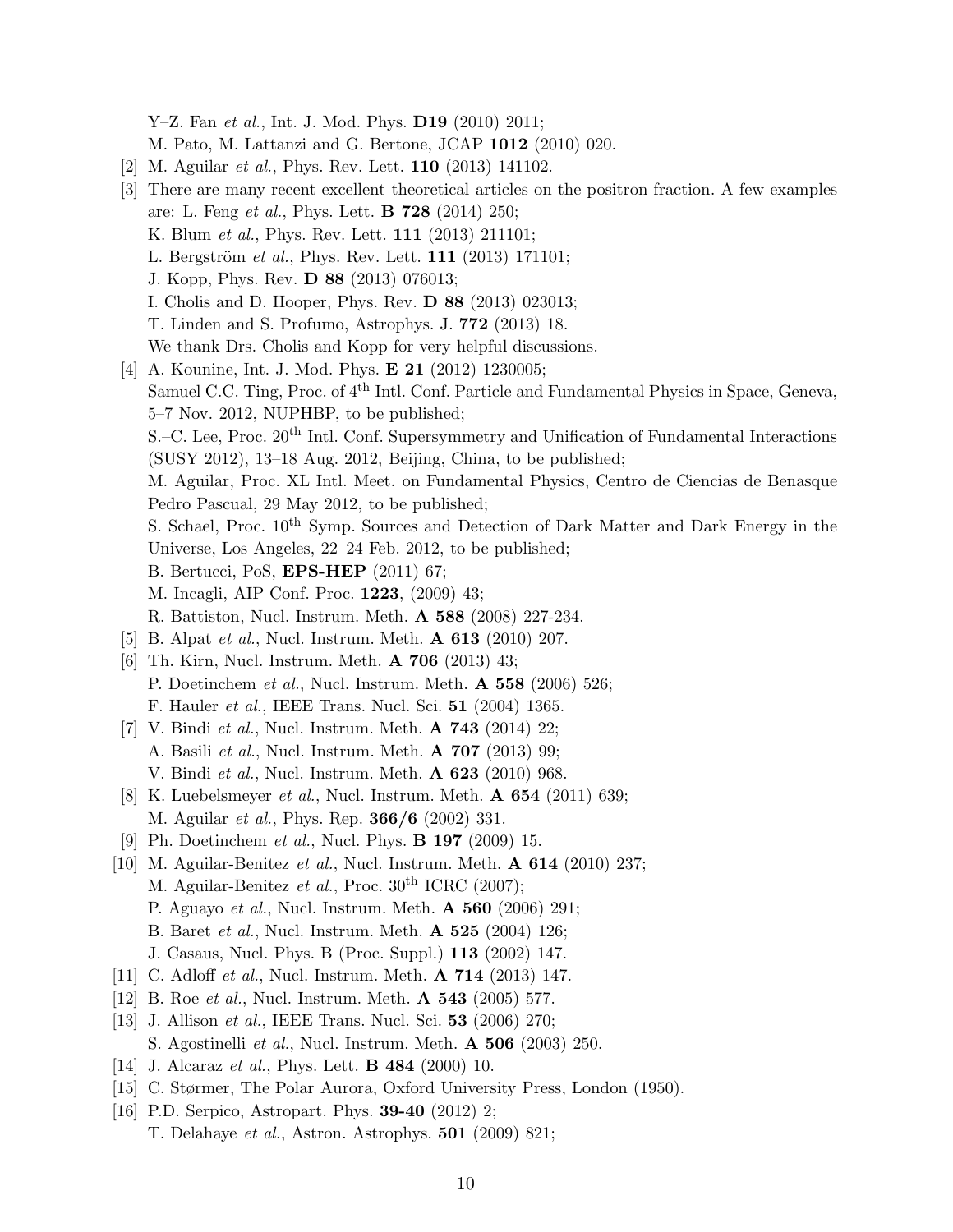Y–Z. Fan *et al.*, Int. J. Mod. Phys. **D19** (2010) 2011;
M. Pato, M. Lattanzi and G. Bertone, JCAP **1012** (2010) 020.

[2] M. Aguilar *et al.*, Phys. Rev. Lett. **110** (2013) 141102.

[3] There are many recent excellent theoretical articles on the positron fraction. A few examples are: L. Feng *et al.*, Phys. Lett. **B 728** (2014) 250;
K. Blum *et al.*, Phys. Rev. Lett. **111** (2013) 211101;
L. Bergström *et al.*, Phys. Rev. Lett. **111** (2013) 171101;
J. Kopp, Phys. Rev. **D 88** (2013) 076013;
I. Cholis and D. Hooper, Phys. Rev. **D 88** (2013) 023013;
T. Linden and S. Profumo, Astrophys. J. **772** (2013) 18.
We thank Drs. Cholis and Kopp for very helpful discussions.

[4] A. Kounine, Int. J. Mod. Phys. **E 21** (2012) 1230005;
Samuel C.C. Ting, Proc. of 4th Intl. Conf. Particle and Fundamental Physics in Space, Geneva, 5–7 Nov. 2012, NUPHBP, to be published;
S.–C. Lee, Proc. 20th Intl. Conf. Supersymmetry and Unification of Fundamental Interactions (SUSY 2012), 13–18 Aug. 2012, Beijing, China, to be published;
M. Aguilar, Proc. XL Intl. Meet. on Fundamental Physics, Centro de Ciencias de Benasque Pedro Pascual, 29 May 2012, to be published;
S. Schael, Proc. 10th Symp. Sources and Detection of Dark Matter and Dark Energy in the Universe, Los Angeles, 22–24 Feb. 2012, to be published;
B. Bertucci, PoS, **EPS-HEP** (2011) 67;
M. Incagli, AIP Conf. Proc. **1223**, (2009) 43;
R. Battiston, Nucl. Instrum. Meth. **A 588** (2008) 227-234.

[5] B. Alpat *et al.*, Nucl. Instrum. Meth. **A 613** (2010) 207.

[6] Th. Kirn, Nucl. Instrum. Meth. **A 706** (2013) 43;
P. Doetinchem *et al.*, Nucl. Instrum. Meth. **A 558** (2006) 526;
F. Hauler *et al.*, IEEE Trans. Nucl. Sci. **51** (2004) 1365.

[7] V. Bindi *et al.*, Nucl. Instrum. Meth. **A 743** (2014) 22;
A. Basili *et al.*, Nucl. Instrum. Meth. **A 707** (2013) 99;
V. Bindi *et al.*, Nucl. Instrum. Meth. **A 623** (2010) 968.

[8] K. Luebelsmeyer *et al.*, Nucl. Instrum. Meth. **A 654** (2011) 639;
M. Aguilar *et al.*, Phys. Rep. **366/6** (2002) 331.

[9] Ph. Doetinchem *et al.*, Nucl. Phys. **B 197** (2009) 15.

[10] M. Aguilar-Benitez *et al.*, Nucl. Instrum. Meth. **A 614** (2010) 237;
M. Aguilar-Benitez *et al.*, Proc. 30th ICRC (2007);
P. Aguayo *et al.*, Nucl. Instrum. Meth. **A 560** (2006) 291;
B. Baret *et al.*, Nucl. Instrum. Meth. **A 525** (2004) 126;
J. Casaus, Nucl. Phys. B (Proc. Suppl.) **113** (2002) 147.

[11] C. Adloff *et al.*, Nucl. Instrum. Meth. **A 714** (2013) 147.

[12] B. Roe *et al.*, Nucl. Instrum. Meth. **A 543** (2005) 577.

[13] J. Allison *et al.*, IEEE Trans. Nucl. Sci. **53** (2006) 270;
S. Agostinelli *et al.*, Nucl. Instrum. Meth. **A 506** (2003) 250.

[14] J. Alcaraz *et al.*, Phys. Lett. **B 484** (2000) 10.

[15] C. Størmer, The Polar Aurora, Oxford University Press, London (1950).

[16] P.D. Serpico, Astropart. Phys. **39-40** (2012) 2;
T. Delahaye *et al.*, Astron. Astrophys. **501** (2009) 821;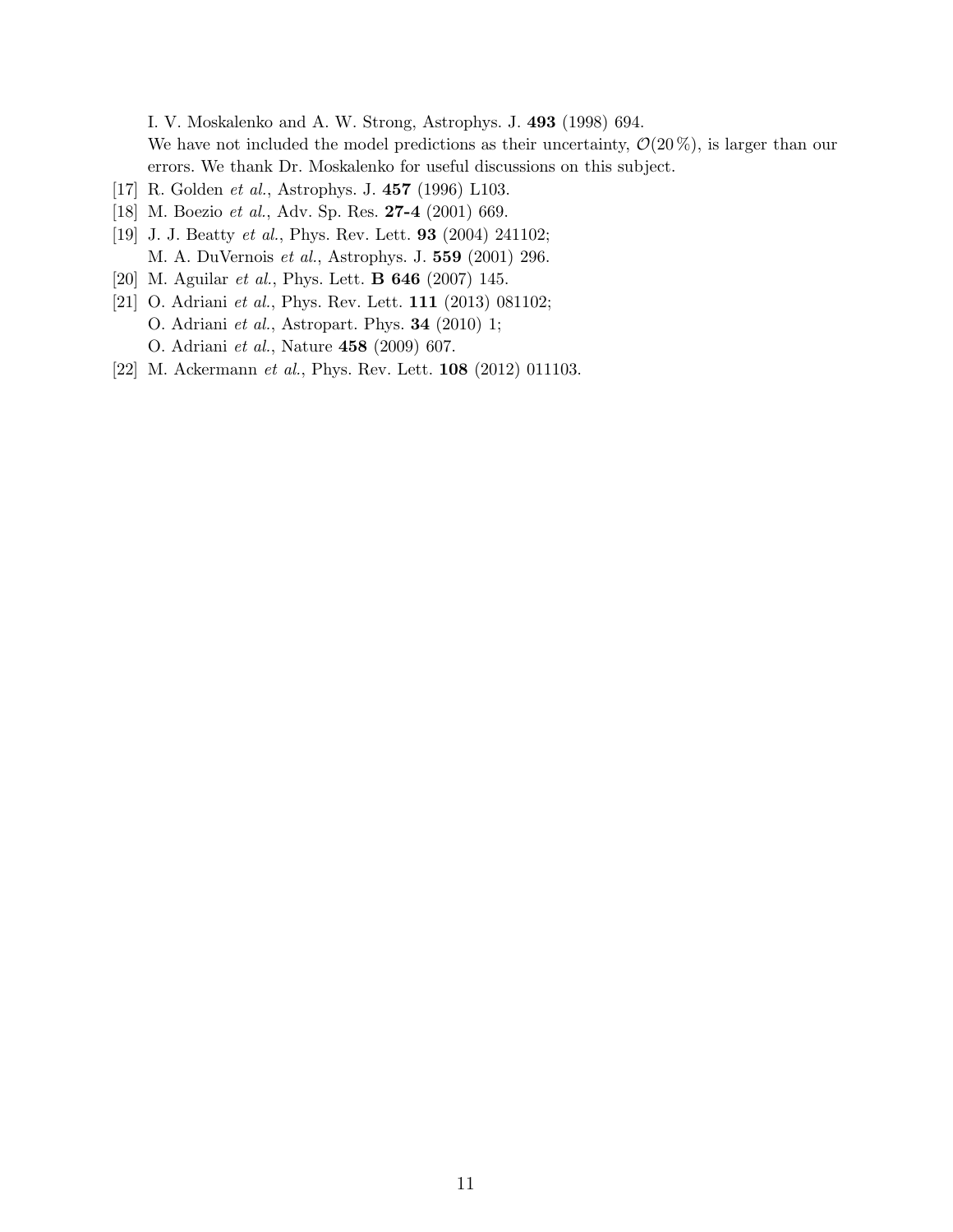I. V. Moskalenko and A. W. Strong, Astrophys. J. **493** (1998) 694.
We have not included the model predictions as their uncertainty, $\mathcal{O}(20\,\%)$, is larger than our errors. We thank Dr. Moskalenko for useful discussions on this subject.

[17] R. Golden *et al.*, Astrophys. J. **457** (1996) L103.

[18] M. Boezio *et al.*, Adv. Sp. Res. **27-4** (2001) 669.

[19] J. J. Beatty *et al.*, Phys. Rev. Lett. **93** (2004) 241102;
M. A. DuVernois *et al.*, Astrophys. J. **559** (2001) 296.

[20] M. Aguilar *et al.*, Phys. Lett. **B 646** (2007) 145.

[21] O. Adriani *et al.*, Phys. Rev. Lett. **111** (2013) 081102;
O. Adriani *et al.*, Astropart. Phys. **34** (2010) 1;
O. Adriani *et al.*, Nature **458** (2009) 607.

[22] M. Ackermann *et al.*, Phys. Rev. Lett. **108** (2012) 011103.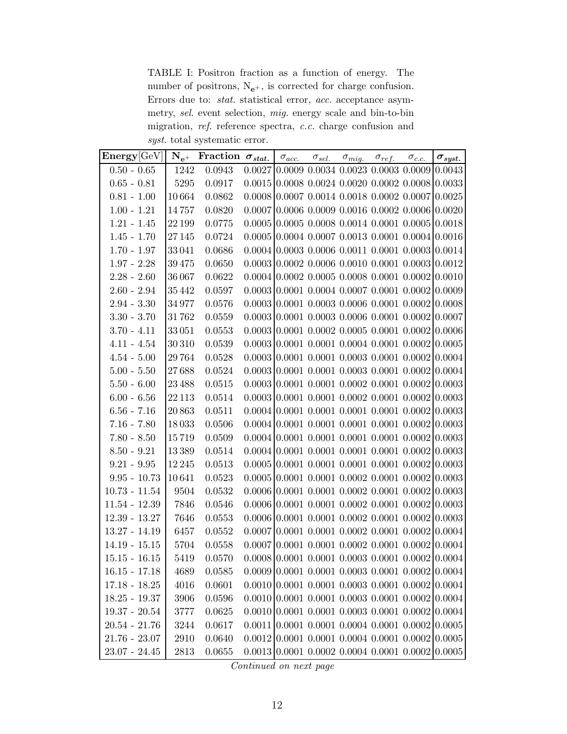TABLE I: Positron fraction as a function of energy. The number of positrons, $N_{e^+}$, is corrected for charge confusion. Errors due to: *stat.* statistical error, *acc.* acceptance asymmetry, *sel.* event selection, *mig.* energy scale and bin-to-bin migration, *ref.* reference spectra, *c.c.* charge confusion and *syst.* total systematic error.

| **Energy**[GeV] | $\mathbf{N_{e^+}}$ | **Fraction** | $\boldsymbol{\sigma_{stat.}}$ | $\sigma_{acc.}$ | $\sigma_{sel.}$ | $\sigma_{mig.}$ | $\sigma_{ref.}$ | $\sigma_{c.c.}$ | $\boldsymbol{\sigma_{syst.}}$ |
|---|---|---|---|---|---|---|---|---|---|
| 0.50 - 0.65 | 1242 | 0.0943 | 0.0027 | 0.0009 | 0.0034 | 0.0023 | 0.0003 | 0.0009 | 0.0043 |
| 0.65 - 0.81 | 5295 | 0.0917 | 0.0015 | 0.0008 | 0.0024 | 0.0020 | 0.0002 | 0.0008 | 0.0033 |
| 0.81 - 1.00 | 10 664 | 0.0862 | 0.0008 | 0.0007 | 0.0014 | 0.0018 | 0.0002 | 0.0007 | 0.0025 |
| 1.00 - 1.21 | 14 757 | 0.0820 | 0.0007 | 0.0006 | 0.0009 | 0.0016 | 0.0002 | 0.0006 | 0.0020 |
| 1.21 - 1.45 | 22 199 | 0.0775 | 0.0005 | 0.0005 | 0.0008 | 0.0014 | 0.0001 | 0.0005 | 0.0018 |
| 1.45 - 1.70 | 27 145 | 0.0724 | 0.0005 | 0.0004 | 0.0007 | 0.0013 | 0.0001 | 0.0004 | 0.0016 |
| 1.70 - 1.97 | 33 041 | 0.0686 | 0.0004 | 0.0003 | 0.0006 | 0.0011 | 0.0001 | 0.0003 | 0.0014 |
| 1.97 - 2.28 | 39 475 | 0.0650 | 0.0003 | 0.0002 | 0.0006 | 0.0010 | 0.0001 | 0.0003 | 0.0012 |
| 2.28 - 2.60 | 36 067 | 0.0622 | 0.0004 | 0.0002 | 0.0005 | 0.0008 | 0.0001 | 0.0002 | 0.0010 |
| 2.60 - 2.94 | 35 442 | 0.0597 | 0.0003 | 0.0001 | 0.0004 | 0.0007 | 0.0001 | 0.0002 | 0.0009 |
| 2.94 - 3.30 | 34 977 | 0.0576 | 0.0003 | 0.0001 | 0.0003 | 0.0006 | 0.0001 | 0.0002 | 0.0008 |
| 3.30 - 3.70 | 31 762 | 0.0559 | 0.0003 | 0.0001 | 0.0003 | 0.0006 | 0.0001 | 0.0002 | 0.0007 |
| 3.70 - 4.11 | 33 051 | 0.0553 | 0.0003 | 0.0001 | 0.0002 | 0.0005 | 0.0001 | 0.0002 | 0.0006 |
| 4.11 - 4.54 | 30 310 | 0.0539 | 0.0003 | 0.0001 | 0.0001 | 0.0004 | 0.0001 | 0.0002 | 0.0005 |
| 4.54 - 5.00 | 29 764 | 0.0528 | 0.0003 | 0.0001 | 0.0001 | 0.0003 | 0.0001 | 0.0002 | 0.0004 |
| 5.00 - 5.50 | 27 688 | 0.0524 | 0.0003 | 0.0001 | 0.0001 | 0.0003 | 0.0001 | 0.0002 | 0.0004 |
| 5.50 - 6.00 | 23 488 | 0.0515 | 0.0003 | 0.0001 | 0.0001 | 0.0002 | 0.0001 | 0.0002 | 0.0003 |
| 6.00 - 6.56 | 22 113 | 0.0514 | 0.0003 | 0.0001 | 0.0001 | 0.0002 | 0.0001 | 0.0002 | 0.0003 |
| 6.56 - 7.16 | 20 863 | 0.0511 | 0.0004 | 0.0001 | 0.0001 | 0.0001 | 0.0001 | 0.0002 | 0.0003 |
| 7.16 - 7.80 | 18 033 | 0.0506 | 0.0004 | 0.0001 | 0.0001 | 0.0001 | 0.0001 | 0.0002 | 0.0003 |
| 7.80 - 8.50 | 15 719 | 0.0509 | 0.0004 | 0.0001 | 0.0001 | 0.0001 | 0.0001 | 0.0002 | 0.0003 |
| 8.50 - 9.21 | 13 389 | 0.0514 | 0.0004 | 0.0001 | 0.0001 | 0.0001 | 0.0001 | 0.0002 | 0.0003 |
| 9.21 - 9.95 | 12 245 | 0.0513 | 0.0005 | 0.0001 | 0.0001 | 0.0001 | 0.0001 | 0.0002 | 0.0003 |
| 9.95 - 10.73 | 10 641 | 0.0523 | 0.0005 | 0.0001 | 0.0001 | 0.0002 | 0.0001 | 0.0002 | 0.0003 |
| 10.73 - 11.54 | 9504 | 0.0532 | 0.0006 | 0.0001 | 0.0001 | 0.0002 | 0.0001 | 0.0002 | 0.0003 |
| 11.54 - 12.39 | 7846 | 0.0546 | 0.0006 | 0.0001 | 0.0001 | 0.0002 | 0.0001 | 0.0002 | 0.0003 |
| 12.39 - 13.27 | 7646 | 0.0553 | 0.0006 | 0.0001 | 0.0001 | 0.0002 | 0.0001 | 0.0002 | 0.0003 |
| 13.27 - 14.19 | 6457 | 0.0552 | 0.0007 | 0.0001 | 0.0001 | 0.0002 | 0.0001 | 0.0002 | 0.0004 |
| 14.19 - 15.15 | 5704 | 0.0558 | 0.0007 | 0.0001 | 0.0001 | 0.0002 | 0.0001 | 0.0002 | 0.0004 |
| 15.15 - 16.15 | 5419 | 0.0570 | 0.0008 | 0.0001 | 0.0001 | 0.0003 | 0.0001 | 0.0002 | 0.0004 |
| 16.15 - 17.18 | 4689 | 0.0585 | 0.0009 | 0.0001 | 0.0001 | 0.0003 | 0.0001 | 0.0002 | 0.0004 |
| 17.18 - 18.25 | 4016 | 0.0601 | 0.0010 | 0.0001 | 0.0001 | 0.0003 | 0.0001 | 0.0002 | 0.0004 |
| 18.25 - 19.37 | 3906 | 0.0596 | 0.0010 | 0.0001 | 0.0001 | 0.0003 | 0.0001 | 0.0002 | 0.0004 |
| 19.37 - 20.54 | 3777 | 0.0625 | 0.0010 | 0.0001 | 0.0001 | 0.0003 | 0.0001 | 0.0002 | 0.0004 |
| 20.54 - 21.76 | 3244 | 0.0617 | 0.0011 | 0.0001 | 0.0001 | 0.0004 | 0.0001 | 0.0002 | 0.0005 |
| 21.76 - 23.07 | 2910 | 0.0640 | 0.0012 | 0.0001 | 0.0001 | 0.0004 | 0.0001 | 0.0002 | 0.0005 |
| 23.07 - 24.45 | 2813 | 0.0655 | 0.0013 | 0.0001 | 0.0002 | 0.0004 | 0.0001 | 0.0002 | 0.0005 |

*Continued on next page*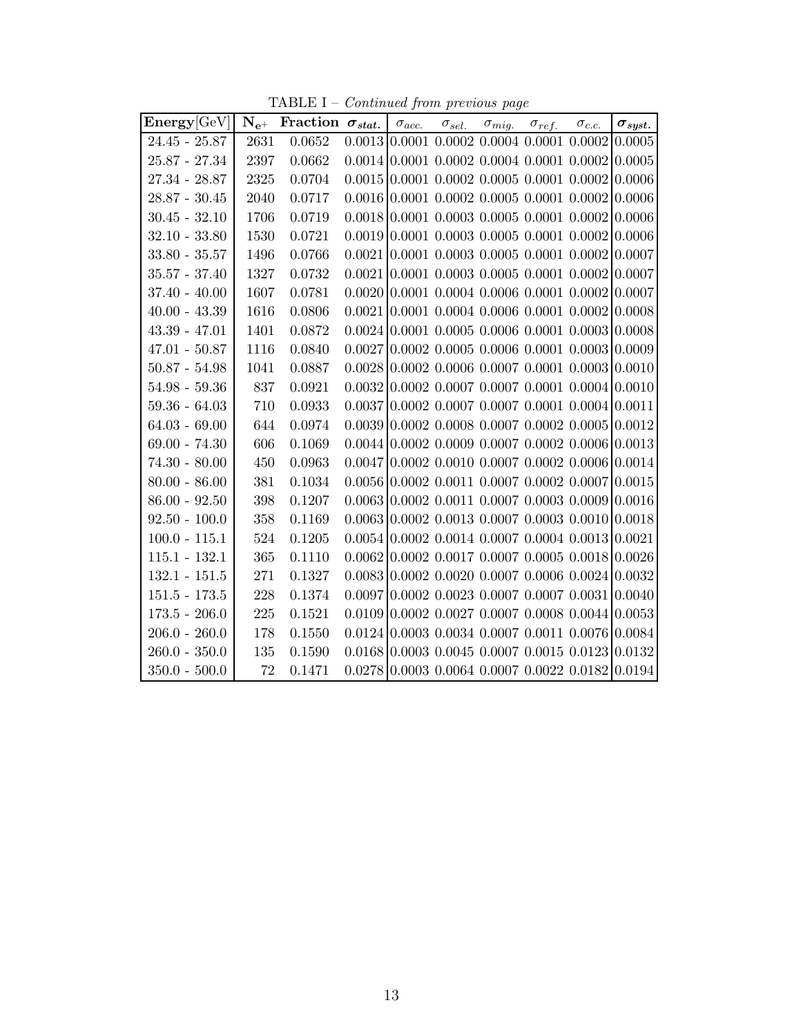TABLE I – *Continued from previous page*

| **Energy**[GeV] | $\mathbf{N_{e^+}}$ | **Fraction** | $\boldsymbol{\sigma_{stat.}}$ | $\sigma_{acc.}$ | $\sigma_{sel.}$ | $\sigma_{mig.}$ | $\sigma_{ref.}$ | $\sigma_{c.c.}$ | $\boldsymbol{\sigma_{syst.}}$ |
|---|---|---|---|---|---|---|---|---|---|
| 24.45 - 25.87 | 2631 | 0.0652 | 0.0013 | 0.0001 | 0.0002 | 0.0004 | 0.0001 | 0.0002 | 0.0005 |
| 25.87 - 27.34 | 2397 | 0.0662 | 0.0014 | 0.0001 | 0.0002 | 0.0004 | 0.0001 | 0.0002 | 0.0005 |
| 27.34 - 28.87 | 2325 | 0.0704 | 0.0015 | 0.0001 | 0.0002 | 0.0005 | 0.0001 | 0.0002 | 0.0006 |
| 28.87 - 30.45 | 2040 | 0.0717 | 0.0016 | 0.0001 | 0.0002 | 0.0005 | 0.0001 | 0.0002 | 0.0006 |
| 30.45 - 32.10 | 1706 | 0.0719 | 0.0018 | 0.0001 | 0.0003 | 0.0005 | 0.0001 | 0.0002 | 0.0006 |
| 32.10 - 33.80 | 1530 | 0.0721 | 0.0019 | 0.0001 | 0.0003 | 0.0005 | 0.0001 | 0.0002 | 0.0006 |
| 33.80 - 35.57 | 1496 | 0.0766 | 0.0021 | 0.0001 | 0.0003 | 0.0005 | 0.0001 | 0.0002 | 0.0007 |
| 35.57 - 37.40 | 1327 | 0.0732 | 0.0021 | 0.0001 | 0.0003 | 0.0005 | 0.0001 | 0.0002 | 0.0007 |
| 37.40 - 40.00 | 1607 | 0.0781 | 0.0020 | 0.0001 | 0.0004 | 0.0006 | 0.0001 | 0.0002 | 0.0007 |
| 40.00 - 43.39 | 1616 | 0.0806 | 0.0021 | 0.0001 | 0.0004 | 0.0006 | 0.0001 | 0.0002 | 0.0008 |
| 43.39 - 47.01 | 1401 | 0.0872 | 0.0024 | 0.0001 | 0.0005 | 0.0006 | 0.0001 | 0.0003 | 0.0008 |
| 47.01 - 50.87 | 1116 | 0.0840 | 0.0027 | 0.0002 | 0.0005 | 0.0006 | 0.0001 | 0.0003 | 0.0009 |
| 50.87 - 54.98 | 1041 | 0.0887 | 0.0028 | 0.0002 | 0.0006 | 0.0007 | 0.0001 | 0.0003 | 0.0010 |
| 54.98 - 59.36 | 837 | 0.0921 | 0.0032 | 0.0002 | 0.0007 | 0.0007 | 0.0001 | 0.0004 | 0.0010 |
| 59.36 - 64.03 | 710 | 0.0933 | 0.0037 | 0.0002 | 0.0007 | 0.0007 | 0.0001 | 0.0004 | 0.0011 |
| 64.03 - 69.00 | 644 | 0.0974 | 0.0039 | 0.0002 | 0.0008 | 0.0007 | 0.0002 | 0.0005 | 0.0012 |
| 69.00 - 74.30 | 606 | 0.1069 | 0.0044 | 0.0002 | 0.0009 | 0.0007 | 0.0002 | 0.0006 | 0.0013 |
| 74.30 - 80.00 | 450 | 0.0963 | 0.0047 | 0.0002 | 0.0010 | 0.0007 | 0.0002 | 0.0006 | 0.0014 |
| 80.00 - 86.00 | 381 | 0.1034 | 0.0056 | 0.0002 | 0.0011 | 0.0007 | 0.0002 | 0.0007 | 0.0015 |
| 86.00 - 92.50 | 398 | 0.1207 | 0.0063 | 0.0002 | 0.0011 | 0.0007 | 0.0003 | 0.0009 | 0.0016 |
| 92.50 - 100.0 | 358 | 0.1169 | 0.0063 | 0.0002 | 0.0013 | 0.0007 | 0.0003 | 0.0010 | 0.0018 |
| 100.0 - 115.1 | 524 | 0.1205 | 0.0054 | 0.0002 | 0.0014 | 0.0007 | 0.0004 | 0.0013 | 0.0021 |
| 115.1 - 132.1 | 365 | 0.1110 | 0.0062 | 0.0002 | 0.0017 | 0.0007 | 0.0005 | 0.0018 | 0.0026 |
| 132.1 - 151.5 | 271 | 0.1327 | 0.0083 | 0.0002 | 0.0020 | 0.0007 | 0.0006 | 0.0024 | 0.0032 |
| 151.5 - 173.5 | 228 | 0.1374 | 0.0097 | 0.0002 | 0.0023 | 0.0007 | 0.0007 | 0.0031 | 0.0040 |
| 173.5 - 206.0 | 225 | 0.1521 | 0.0109 | 0.0002 | 0.0027 | 0.0007 | 0.0008 | 0.0044 | 0.0053 |
| 206.0 - 260.0 | 178 | 0.1550 | 0.0124 | 0.0003 | 0.0034 | 0.0007 | 0.0011 | 0.0076 | 0.0084 |
| 260.0 - 350.0 | 135 | 0.1590 | 0.0168 | 0.0003 | 0.0045 | 0.0007 | 0.0015 | 0.0123 | 0.0132 |
| 350.0 - 500.0 | 72 | 0.1471 | 0.0278 | 0.0003 | 0.0064 | 0.0007 | 0.0022 | 0.0182 | 0.0194 |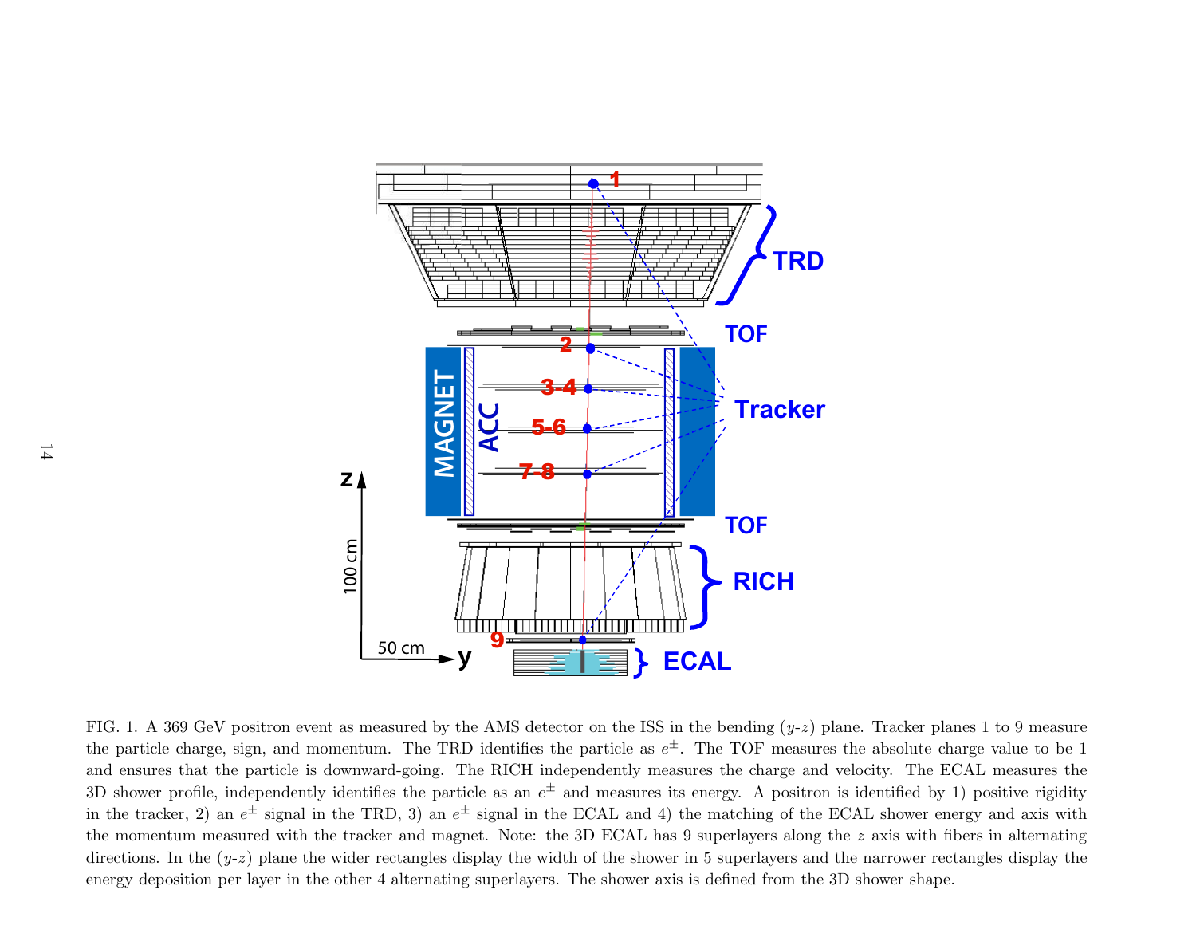FIG. 1. A 369 GeV positron event as measured by the AMS detector on the ISS in the bending ($y$-$z$) plane. Tracker planes 1 to 9 measure the particle charge, sign, and momentum. The TRD identifies the particle as $e^{\pm}$. The TOF measures the absolute charge value to be 1 and ensures that the particle is downward-going. The RICH independently measures the charge and velocity. The ECAL measures the 3D shower profile, independently identifies the particle as an $e^{\pm}$ and measures its energy. A positron is identified by 1) positive rigidity in the tracker, 2) an $e^{\pm}$ signal in the TRD, 3) an $e^{\pm}$ signal in the ECAL and 4) the matching of the ECAL shower energy and axis with the momentum measured with the tracker and magnet. Note: the 3D ECAL has 9 superlayers along the $z$ axis with fibers in alternating directions. In the ($y$-$z$) plane the wider rectangles display the width of the shower in 5 superlayers and the narrower rectangles display the energy deposition per layer in the other 4 alternating superlayers. The shower axis is defined from the 3D shower shape.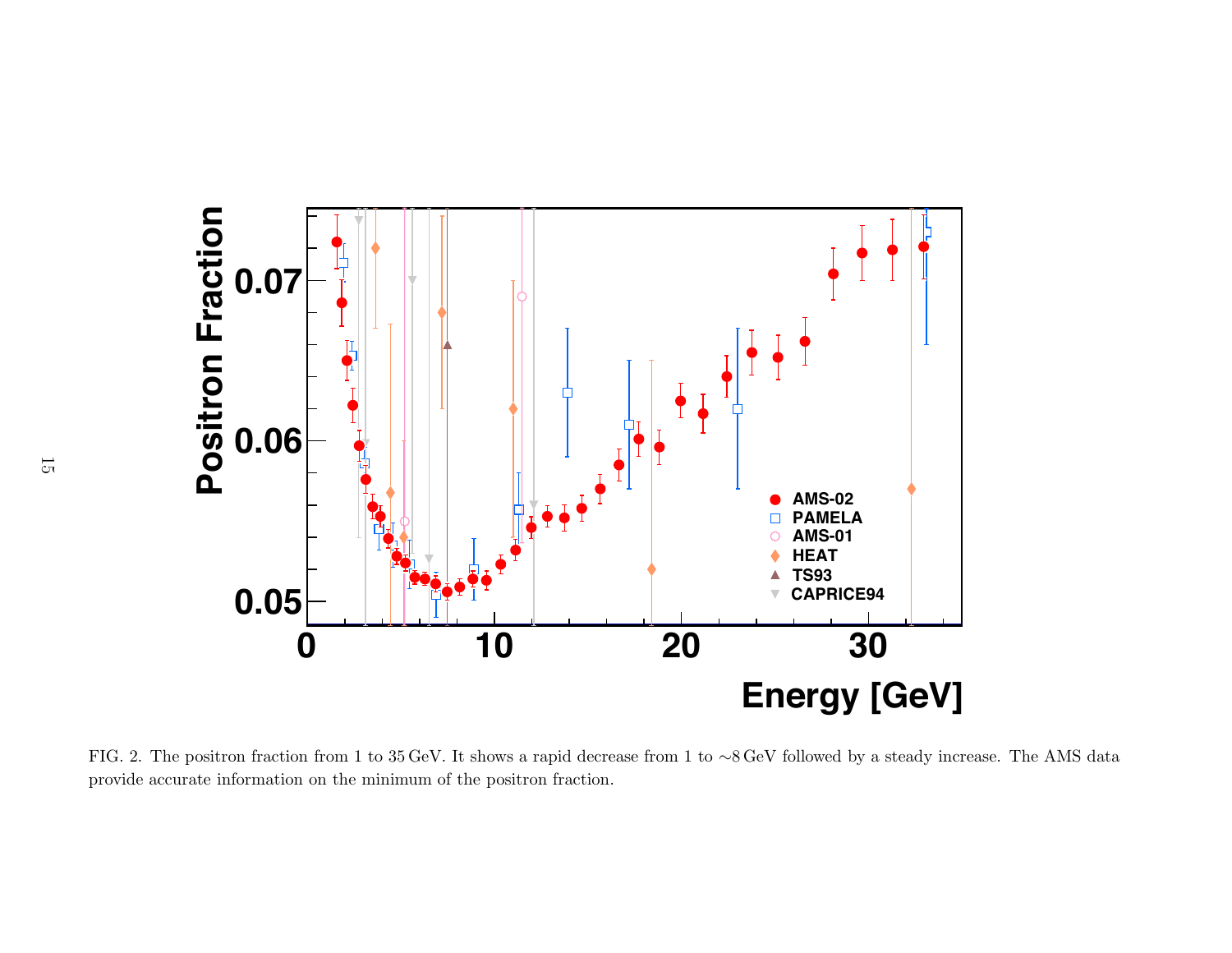FIG. 2. The positron fraction from 1 to 35 GeV. It shows a rapid decrease from 1 to ∼8 GeV followed by a steady increase. The AMS data provide accurate information on the minimum of the positron fraction.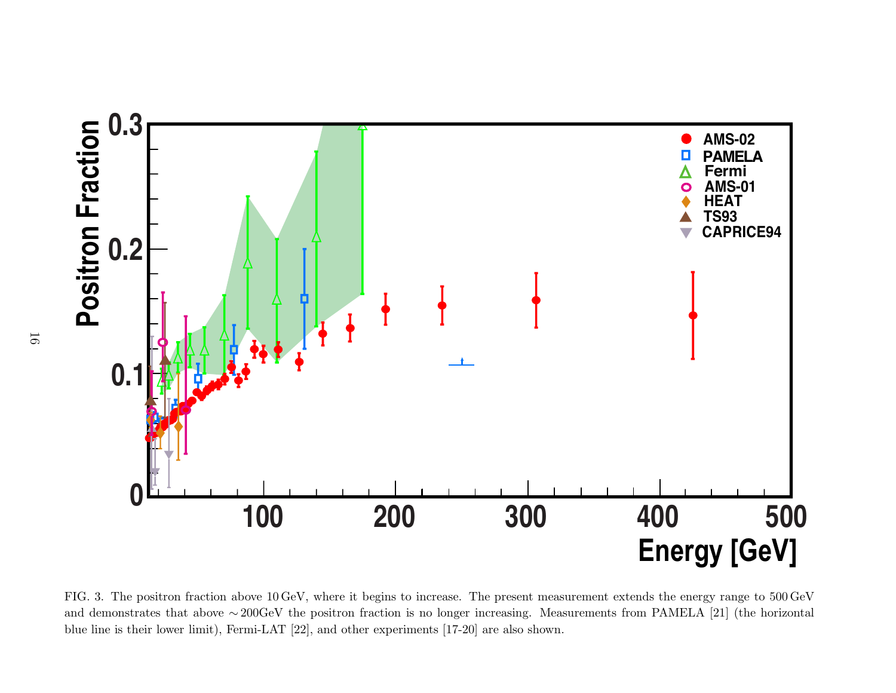FIG. 3. The positron fraction above 10 GeV, where it begins to increase. The present measurement extends the energy range to 500 GeV and demonstrates that above ∼200GeV the positron fraction is no longer increasing. Measurements from PAMELA [21] (the horizontal blue line is their lower limit), Fermi-LAT [22], and other experiments [17-20] are also shown.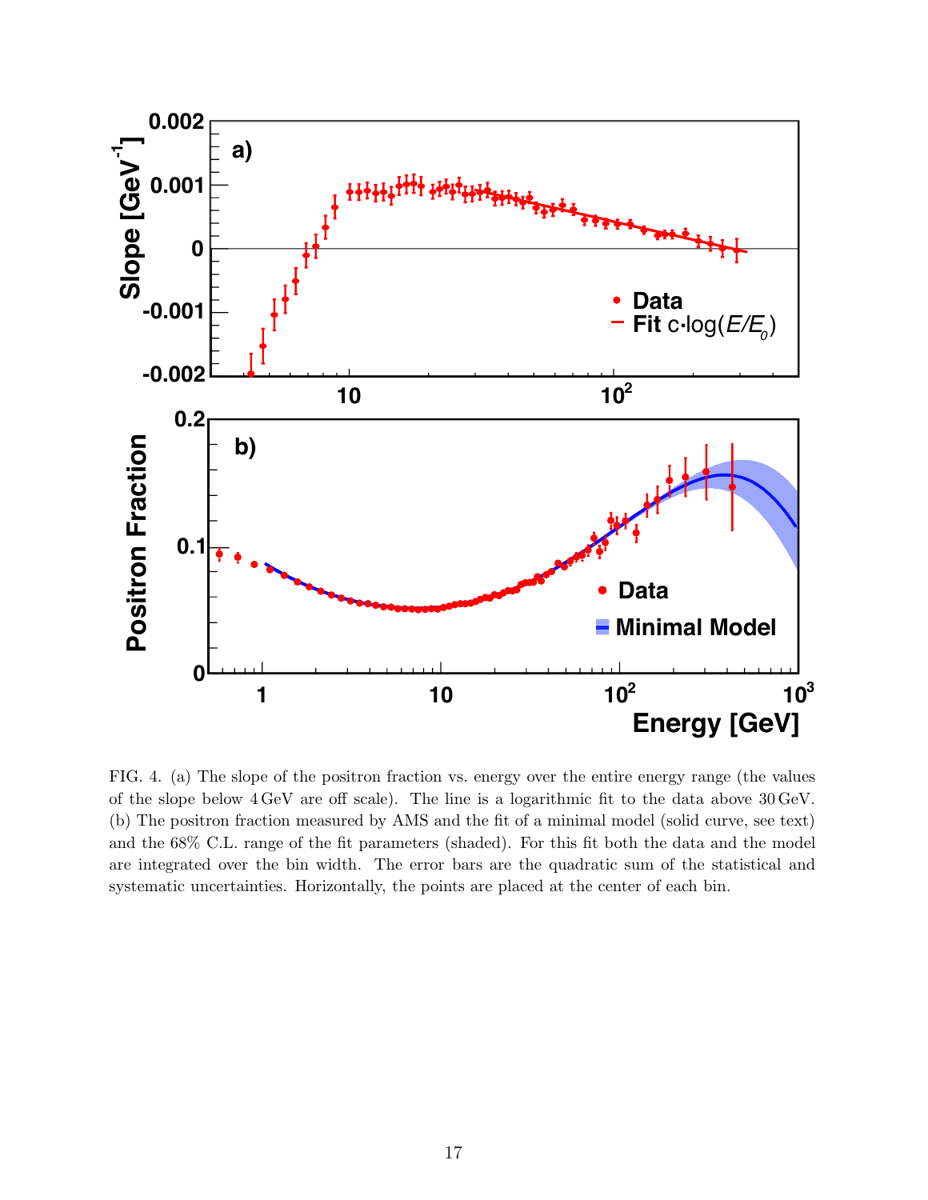a)

Slope [GeV$^{-1}$]

0.002

0.001

0

-0.001

-0.002

10

$10^2$

Data

Fit $c \cdot \log(E/E_0)$

b)

Positron Fraction

0.2

0.1

0

1

10

$10^2$

$10^3$

Data

Minimal Model

Energy [GeV]

FIG. 4. (a) The slope of the positron fraction vs. energy over the entire energy range (the values of the slope below 4 GeV are off scale). The line is a logarithmic fit to the data above 30 GeV. (b) The positron fraction measured by AMS and the fit of a minimal model (solid curve, see text) and the 68% C.L. range of the fit parameters (shaded). For this fit both the data and the model are integrated over the bin width. The error bars are the quadratic sum of the statistical and systematic uncertainties. Horizontally, the points are placed at the center of each bin.